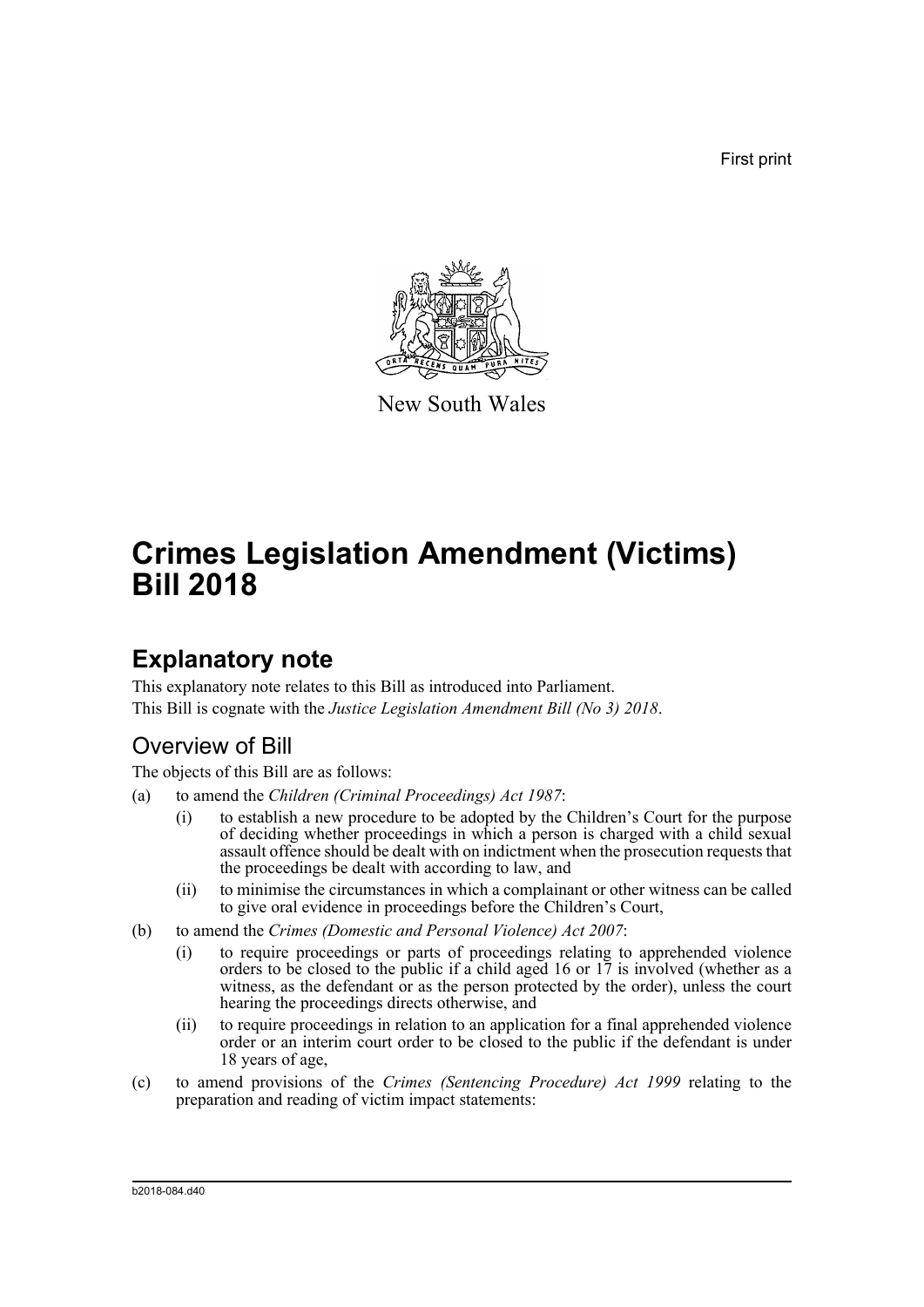First print

New South Wales

# Crimes Legislation Amendment (Victims) Bill 2018

## Explanatory note

This explanatory note relates to this Bill as introduced into Parliament.

This Bill is cognate with the *Justice Legislation Amendment Bill (No 3) 2018*.

### Overview of Bill

The objects of this Bill are as follows:

(a) to amend the *Children (Criminal Proceedings) Act 1987*:

  (i) to establish a new procedure to be adopted by the Children's Court for the purpose of deciding whether proceedings in which a person is charged with a child sexual assault offence should be dealt with on indictment when the prosecution requests that the proceedings be dealt with according to law, and

  (ii) to minimise the circumstances in which a complainant or other witness can be called to give oral evidence in proceedings before the Children's Court,

(b) to amend the *Crimes (Domestic and Personal Violence) Act 2007*:

  (i) to require proceedings or parts of proceedings relating to apprehended violence orders to be closed to the public if a child aged 16 or 17 is involved (whether as a witness, as the defendant or as the person protected by the order), unless the court hearing the proceedings directs otherwise, and

  (ii) to require proceedings in relation to an application for a final apprehended violence order or an interim court order to be closed to the public if the defendant is under 18 years of age,

(c) to amend provisions of the *Crimes (Sentencing Procedure) Act 1999* relating to the preparation and reading of victim impact statements:

b2018-084.d40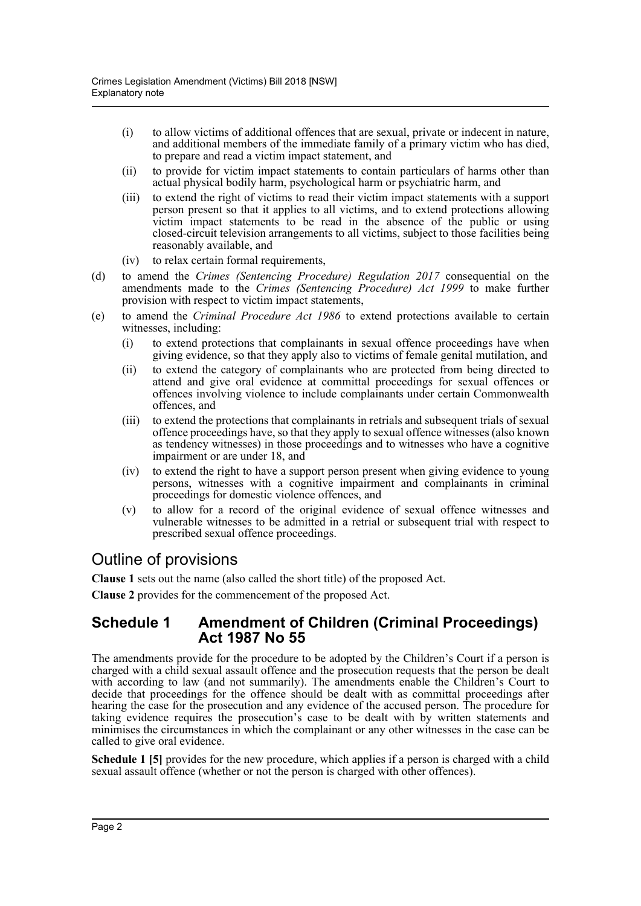- (i) to allow victims of additional offences that are sexual, private or indecent in nature, and additional members of the immediate family of a primary victim who has died, to prepare and read a victim impact statement, and
- (ii) to provide for victim impact statements to contain particulars of harms other than actual physical bodily harm, psychological harm or psychiatric harm, and
- (iii) to extend the right of victims to read their victim impact statements with a support person present so that it applies to all victims, and to extend protections allowing victim impact statements to be read in the absence of the public or using closed-circuit television arrangements to all victims, subject to those facilities being reasonably available, and
- (iv) to relax certain formal requirements,

(d) to amend the *Crimes (Sentencing Procedure) Regulation 2017* consequential on the amendments made to the *Crimes (Sentencing Procedure) Act 1999* to make further provision with respect to victim impact statements,

(e) to amend the *Criminal Procedure Act 1986* to extend protections available to certain witnesses, including:

- (i) to extend protections that complainants in sexual offence proceedings have when giving evidence, so that they apply also to victims of female genital mutilation, and
- (ii) to extend the category of complainants who are protected from being directed to attend and give oral evidence at committal proceedings for sexual offences or offences involving violence to include complainants under certain Commonwealth offences, and
- (iii) to extend the protections that complainants in retrials and subsequent trials of sexual offence proceedings have, so that they apply to sexual offence witnesses (also known as tendency witnesses) in those proceedings and to witnesses who have a cognitive impairment or are under 18, and
- (iv) to extend the right to have a support person present when giving evidence to young persons, witnesses with a cognitive impairment and complainants in criminal proceedings for domestic violence offences, and
- (v) to allow for a record of the original evidence of sexual offence witnesses and vulnerable witnesses to be admitted in a retrial or subsequent trial with respect to prescribed sexual offence proceedings.

## Outline of provisions

**Clause 1** sets out the name (also called the short title) of the proposed Act.

**Clause 2** provides for the commencement of the proposed Act.

### Schedule 1 Amendment of Children (Criminal Proceedings) Act 1987 No 55

The amendments provide for the procedure to be adopted by the Children's Court if a person is charged with a child sexual assault offence and the prosecution requests that the person be dealt with according to law (and not summarily). The amendments enable the Children's Court to decide that proceedings for the offence should be dealt with as committal proceedings after hearing the case for the prosecution and any evidence of the accused person. The procedure for taking evidence requires the prosecution's case to be dealt with by written statements and minimises the circumstances in which the complainant or any other witnesses in the case can be called to give oral evidence.

**Schedule 1 [5]** provides for the new procedure, which applies if a person is charged with a child sexual assault offence (whether or not the person is charged with other offences).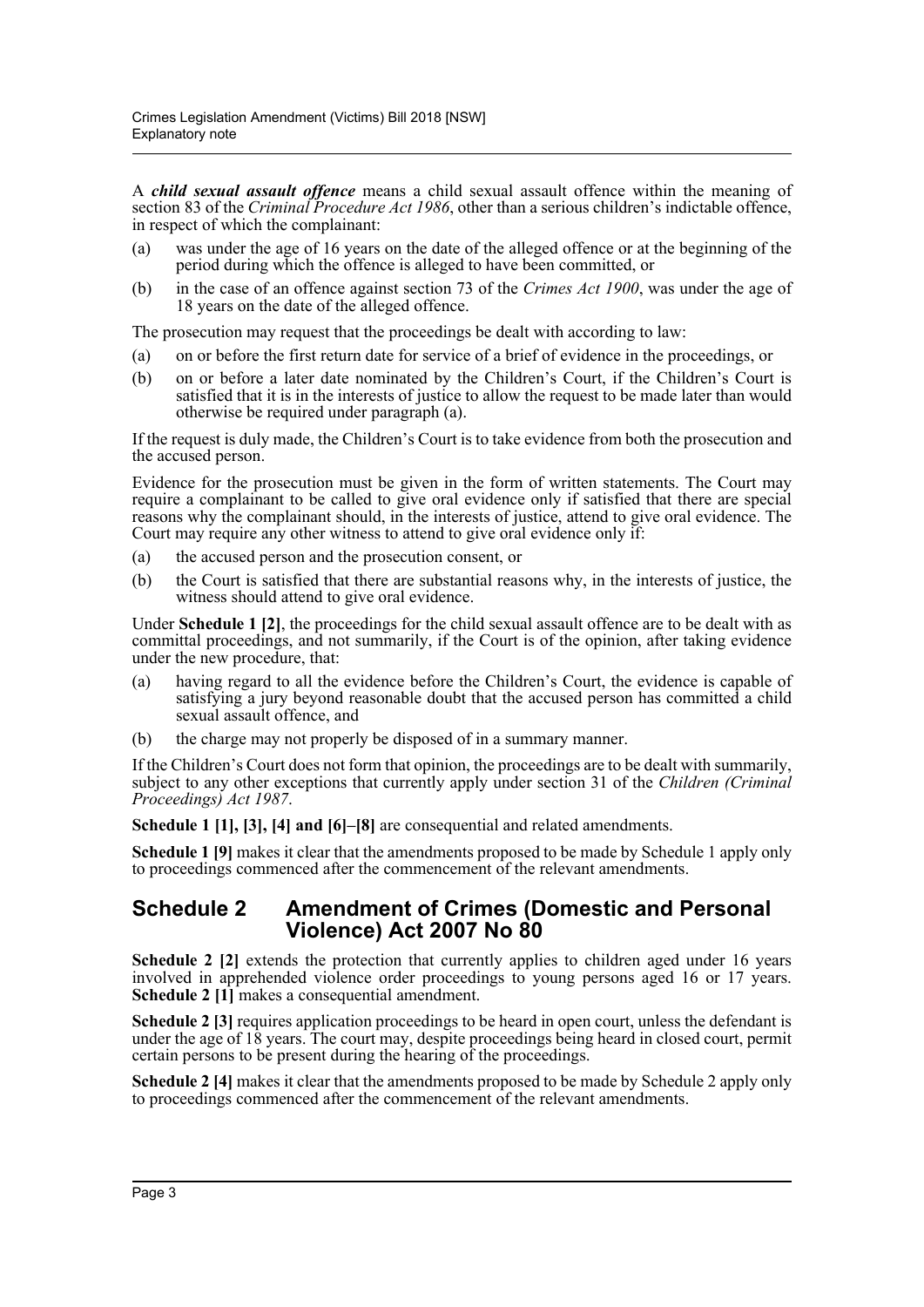A ***child sexual assault offence*** means a child sexual assault offence within the meaning of section 83 of the *Criminal Procedure Act 1986*, other than a serious children's indictable offence, in respect of which the complainant:

(a) was under the age of 16 years on the date of the alleged offence or at the beginning of the period during which the offence is alleged to have been committed, or

(b) in the case of an offence against section 73 of the *Crimes Act 1900*, was under the age of 18 years on the date of the alleged offence.

The prosecution may request that the proceedings be dealt with according to law:

(a) on or before the first return date for service of a brief of evidence in the proceedings, or

(b) on or before a later date nominated by the Children's Court, if the Children's Court is satisfied that it is in the interests of justice to allow the request to be made later than would otherwise be required under paragraph (a).

If the request is duly made, the Children's Court is to take evidence from both the prosecution and the accused person.

Evidence for the prosecution must be given in the form of written statements. The Court may require a complainant to be called to give oral evidence only if satisfied that there are special reasons why the complainant should, in the interests of justice, attend to give oral evidence. The Court may require any other witness to attend to give oral evidence only if:

(a) the accused person and the prosecution consent, or

(b) the Court is satisfied that there are substantial reasons why, in the interests of justice, the witness should attend to give oral evidence.

Under **Schedule 1 [2]**, the proceedings for the child sexual assault offence are to be dealt with as committal proceedings, and not summarily, if the Court is of the opinion, after taking evidence under the new procedure, that:

(a) having regard to all the evidence before the Children's Court, the evidence is capable of satisfying a jury beyond reasonable doubt that the accused person has committed a child sexual assault offence, and

(b) the charge may not properly be disposed of in a summary manner.

If the Children's Court does not form that opinion, the proceedings are to be dealt with summarily, subject to any other exceptions that currently apply under section 31 of the *Children (Criminal Proceedings) Act 1987*.

**Schedule 1 [1], [3], [4] and [6]–[8]** are consequential and related amendments.

**Schedule 1 [9]** makes it clear that the amendments proposed to be made by Schedule 1 apply only to proceedings commenced after the commencement of the relevant amendments.

## Schedule 2 Amendment of Crimes (Domestic and Personal Violence) Act 2007 No 80

**Schedule 2 [2]** extends the protection that currently applies to children aged under 16 years involved in apprehended violence order proceedings to young persons aged 16 or 17 years. **Schedule 2 [1]** makes a consequential amendment.

**Schedule 2 [3]** requires application proceedings to be heard in open court, unless the defendant is under the age of 18 years. The court may, despite proceedings being heard in closed court, permit certain persons to be present during the hearing of the proceedings.

**Schedule 2 [4]** makes it clear that the amendments proposed to be made by Schedule 2 apply only to proceedings commenced after the commencement of the relevant amendments.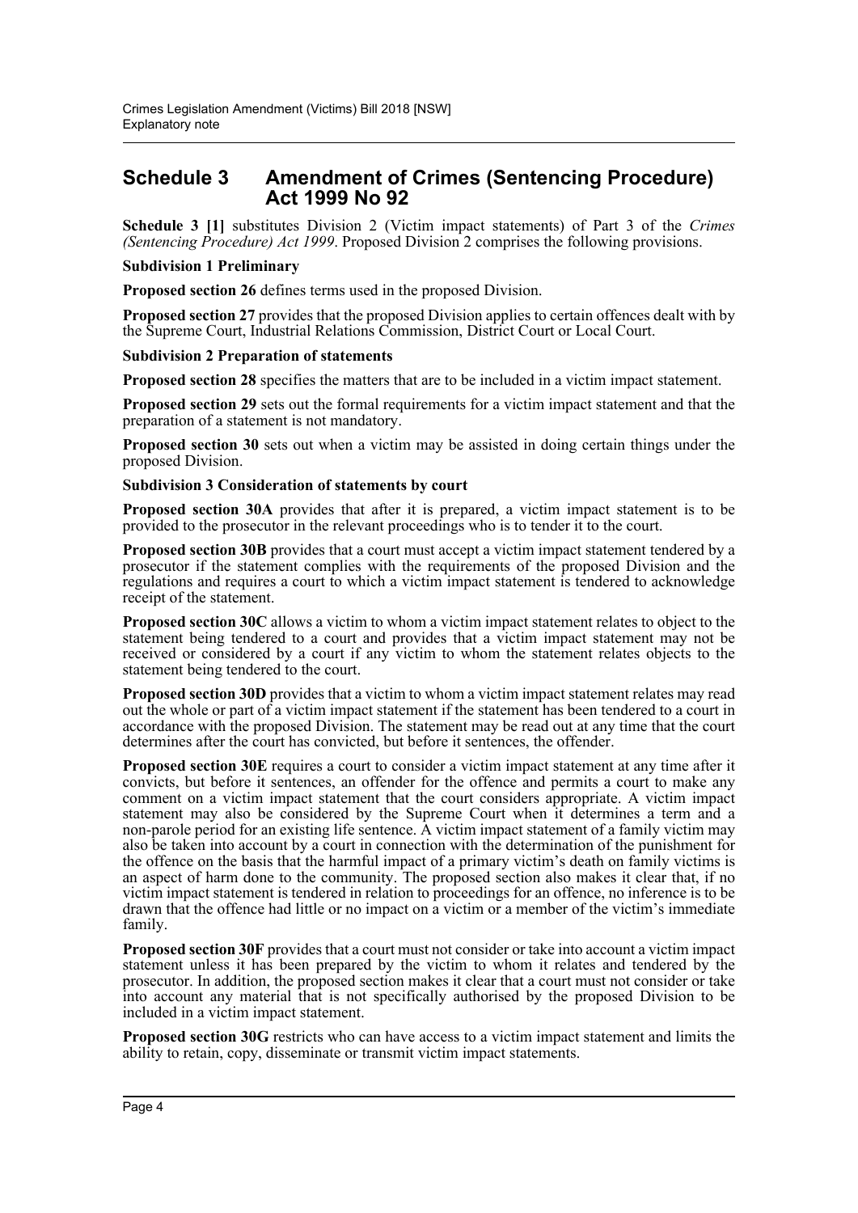## Schedule 3 Amendment of Crimes (Sentencing Procedure) Act 1999 No 92

**Schedule 3 [1]** substitutes Division 2 (Victim impact statements) of Part 3 of the *Crimes (Sentencing Procedure) Act 1999*. Proposed Division 2 comprises the following provisions.

**Subdivision 1 Preliminary**

**Proposed section 26** defines terms used in the proposed Division.

**Proposed section 27** provides that the proposed Division applies to certain offences dealt with by the Supreme Court, Industrial Relations Commission, District Court or Local Court.

**Subdivision 2 Preparation of statements**

**Proposed section 28** specifies the matters that are to be included in a victim impact statement.

**Proposed section 29** sets out the formal requirements for a victim impact statement and that the preparation of a statement is not mandatory.

**Proposed section 30** sets out when a victim may be assisted in doing certain things under the proposed Division.

**Subdivision 3 Consideration of statements by court**

**Proposed section 30A** provides that after it is prepared, a victim impact statement is to be provided to the prosecutor in the relevant proceedings who is to tender it to the court.

**Proposed section 30B** provides that a court must accept a victim impact statement tendered by a prosecutor if the statement complies with the requirements of the proposed Division and the regulations and requires a court to which a victim impact statement is tendered to acknowledge receipt of the statement.

**Proposed section 30C** allows a victim to whom a victim impact statement relates to object to the statement being tendered to a court and provides that a victim impact statement may not be received or considered by a court if any victim to whom the statement relates objects to the statement being tendered to the court.

**Proposed section 30D** provides that a victim to whom a victim impact statement relates may read out the whole or part of a victim impact statement if the statement has been tendered to a court in accordance with the proposed Division. The statement may be read out at any time that the court determines after the court has convicted, but before it sentences, the offender.

**Proposed section 30E** requires a court to consider a victim impact statement at any time after it convicts, but before it sentences, an offender for the offence and permits a court to make any comment on a victim impact statement that the court considers appropriate. A victim impact statement may also be considered by the Supreme Court when it determines a term and a non-parole period for an existing life sentence. A victim impact statement of a family victim may also be taken into account by a court in connection with the determination of the punishment for the offence on the basis that the harmful impact of a primary victim's death on family victims is an aspect of harm done to the community. The proposed section also makes it clear that, if no victim impact statement is tendered in relation to proceedings for an offence, no inference is to be drawn that the offence had little or no impact on a victim or a member of the victim's immediate family.

**Proposed section 30F** provides that a court must not consider or take into account a victim impact statement unless it has been prepared by the victim to whom it relates and tendered by the prosecutor. In addition, the proposed section makes it clear that a court must not consider or take into account any material that is not specifically authorised by the proposed Division to be included in a victim impact statement.

**Proposed section 30G** restricts who can have access to a victim impact statement and limits the ability to retain, copy, disseminate or transmit victim impact statements.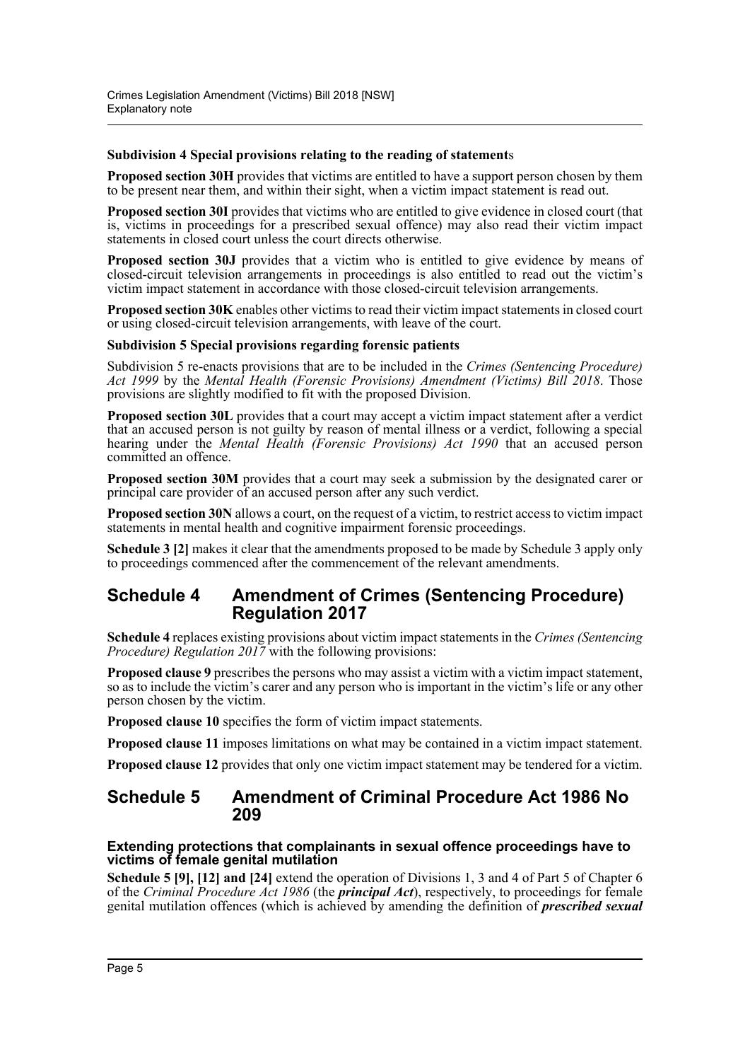#### Subdivision 4 Special provisions relating to the reading of statements

**Proposed section 30H** provides that victims are entitled to have a support person chosen by them to be present near them, and within their sight, when a victim impact statement is read out.

**Proposed section 30I** provides that victims who are entitled to give evidence in closed court (that is, victims in proceedings for a prescribed sexual offence) may also read their victim impact statements in closed court unless the court directs otherwise.

**Proposed section 30J** provides that a victim who is entitled to give evidence by means of closed-circuit television arrangements in proceedings is also entitled to read out the victim's victim impact statement in accordance with those closed-circuit television arrangements.

**Proposed section 30K** enables other victims to read their victim impact statements in closed court or using closed-circuit television arrangements, with leave of the court.

#### Subdivision 5 Special provisions regarding forensic patients

Subdivision 5 re-enacts provisions that are to be included in the *Crimes (Sentencing Procedure) Act 1999* by the *Mental Health (Forensic Provisions) Amendment (Victims) Bill 2018*. Those provisions are slightly modified to fit with the proposed Division.

**Proposed section 30L** provides that a court may accept a victim impact statement after a verdict that an accused person is not guilty by reason of mental illness or a verdict, following a special hearing under the *Mental Health (Forensic Provisions) Act 1990* that an accused person committed an offence.

**Proposed section 30M** provides that a court may seek a submission by the designated carer or principal care provider of an accused person after any such verdict.

**Proposed section 30N** allows a court, on the request of a victim, to restrict access to victim impact statements in mental health and cognitive impairment forensic proceedings.

**Schedule 3 [2]** makes it clear that the amendments proposed to be made by Schedule 3 apply only to proceedings commenced after the commencement of the relevant amendments.

## Schedule 4 Amendment of Crimes (Sentencing Procedure) Regulation 2017

**Schedule 4** replaces existing provisions about victim impact statements in the *Crimes (Sentencing Procedure) Regulation 2017* with the following provisions:

**Proposed clause 9** prescribes the persons who may assist a victim with a victim impact statement, so as to include the victim's carer and any person who is important in the victim's life or any other person chosen by the victim.

**Proposed clause 10** specifies the form of victim impact statements.

**Proposed clause 11** imposes limitations on what may be contained in a victim impact statement.

**Proposed clause 12** provides that only one victim impact statement may be tendered for a victim.

## Schedule 5 Amendment of Criminal Procedure Act 1986 No 209

#### Extending protections that complainants in sexual offence proceedings have to victims of female genital mutilation

**Schedule 5 [9], [12] and [24]** extend the operation of Divisions 1, 3 and 4 of Part 5 of Chapter 6 of the *Criminal Procedure Act 1986* (the ***principal Act***), respectively, to proceedings for female genital mutilation offences (which is achieved by amending the definition of ***prescribed sexual***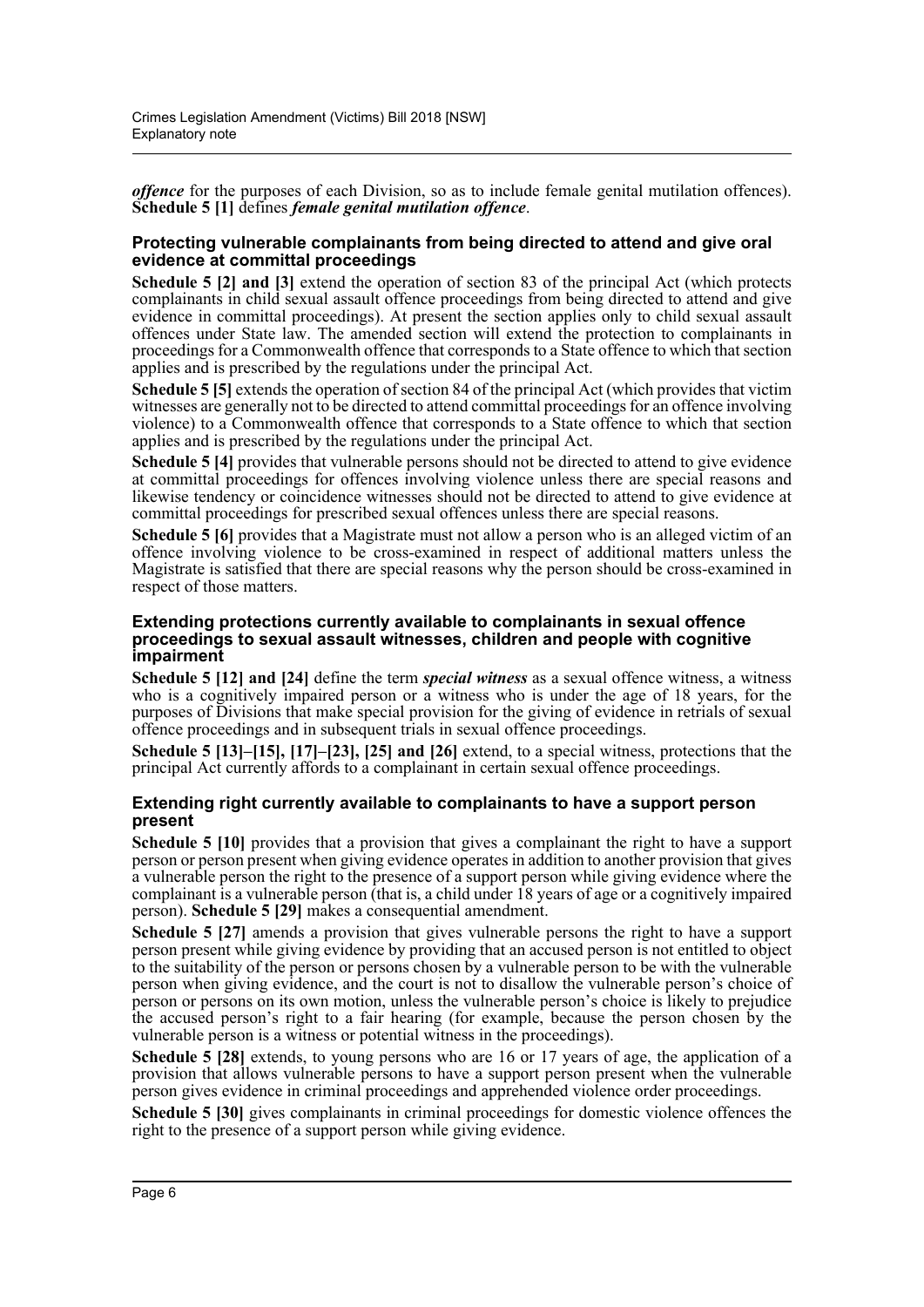*offence* for the purposes of each Division, so as to include female genital mutilation offences). **Schedule 5 [1]** defines ***female genital mutilation offence***.

### Protecting vulnerable complainants from being directed to attend and give oral evidence at committal proceedings

**Schedule 5 [2] and [3]** extend the operation of section 83 of the principal Act (which protects complainants in child sexual assault offence proceedings from being directed to attend and give evidence in committal proceedings). At present the section applies only to child sexual assault offences under State law. The amended section will extend the protection to complainants in proceedings for a Commonwealth offence that corresponds to a State offence to which that section applies and is prescribed by the regulations under the principal Act.

**Schedule 5 [5]** extends the operation of section 84 of the principal Act (which provides that victim witnesses are generally not to be directed to attend committal proceedings for an offence involving violence) to a Commonwealth offence that corresponds to a State offence to which that section applies and is prescribed by the regulations under the principal Act.

**Schedule 5 [4]** provides that vulnerable persons should not be directed to attend to give evidence at committal proceedings for offences involving violence unless there are special reasons and likewise tendency or coincidence witnesses should not be directed to attend to give evidence at committal proceedings for prescribed sexual offences unless there are special reasons.

**Schedule 5 [6]** provides that a Magistrate must not allow a person who is an alleged victim of an offence involving violence to be cross-examined in respect of additional matters unless the Magistrate is satisfied that there are special reasons why the person should be cross-examined in respect of those matters.

### Extending protections currently available to complainants in sexual offence proceedings to sexual assault witnesses, children and people with cognitive impairment

**Schedule 5 [12] and [24]** define the term ***special witness*** as a sexual offence witness, a witness who is a cognitively impaired person or a witness who is under the age of 18 years, for the purposes of Divisions that make special provision for the giving of evidence in retrials of sexual offence proceedings and in subsequent trials in sexual offence proceedings.

**Schedule 5 [13]–[15], [17]–[23], [25] and [26]** extend, to a special witness, protections that the principal Act currently affords to a complainant in certain sexual offence proceedings.

### Extending right currently available to complainants to have a support person present

**Schedule 5 [10]** provides that a provision that gives a complainant the right to have a support person or person present when giving evidence operates in addition to another provision that gives a vulnerable person the right to the presence of a support person while giving evidence where the complainant is a vulnerable person (that is, a child under 18 years of age or a cognitively impaired person). **Schedule 5 [29]** makes a consequential amendment.

**Schedule 5 [27]** amends a provision that gives vulnerable persons the right to have a support person present while giving evidence by providing that an accused person is not entitled to object to the suitability of the person or persons chosen by a vulnerable person to be with the vulnerable person when giving evidence, and the court is not to disallow the vulnerable person's choice of person or persons on its own motion, unless the vulnerable person's choice is likely to prejudice the accused person's right to a fair hearing (for example, because the person chosen by the vulnerable person is a witness or potential witness in the proceedings).

**Schedule 5 [28]** extends, to young persons who are 16 or 17 years of age, the application of a provision that allows vulnerable persons to have a support person present when the vulnerable person gives evidence in criminal proceedings and apprehended violence order proceedings.

**Schedule 5 [30]** gives complainants in criminal proceedings for domestic violence offences the right to the presence of a support person while giving evidence.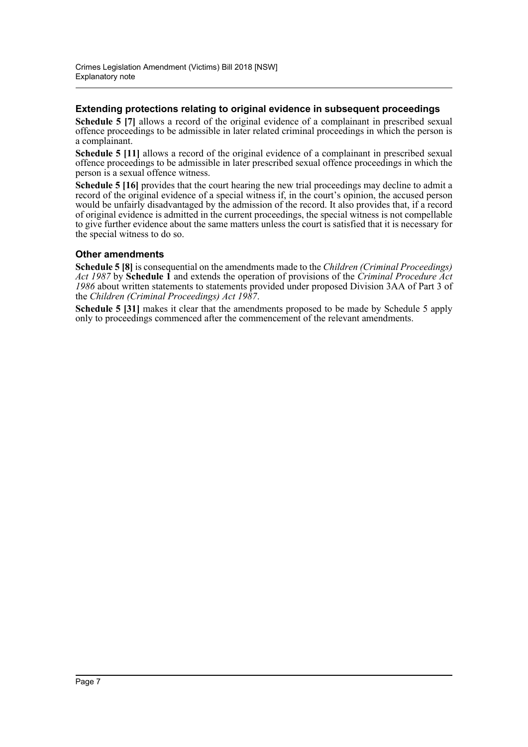### Extending protections relating to original evidence in subsequent proceedings

**Schedule 5 [7]** allows a record of the original evidence of a complainant in prescribed sexual offence proceedings to be admissible in later related criminal proceedings in which the person is a complainant.

**Schedule 5 [11]** allows a record of the original evidence of a complainant in prescribed sexual offence proceedings to be admissible in later prescribed sexual offence proceedings in which the person is a sexual offence witness.

**Schedule 5 [16]** provides that the court hearing the new trial proceedings may decline to admit a record of the original evidence of a special witness if, in the court's opinion, the accused person would be unfairly disadvantaged by the admission of the record. It also provides that, if a record of original evidence is admitted in the current proceedings, the special witness is not compellable to give further evidence about the same matters unless the court is satisfied that it is necessary for the special witness to do so.

### Other amendments

**Schedule 5 [8]** is consequential on the amendments made to the *Children (Criminal Proceedings) Act 1987* by **Schedule 1** and extends the operation of provisions of the *Criminal Procedure Act 1986* about written statements to statements provided under proposed Division 3AA of Part 3 of the *Children (Criminal Proceedings) Act 1987*.

**Schedule 5 [31]** makes it clear that the amendments proposed to be made by Schedule 5 apply only to proceedings commenced after the commencement of the relevant amendments.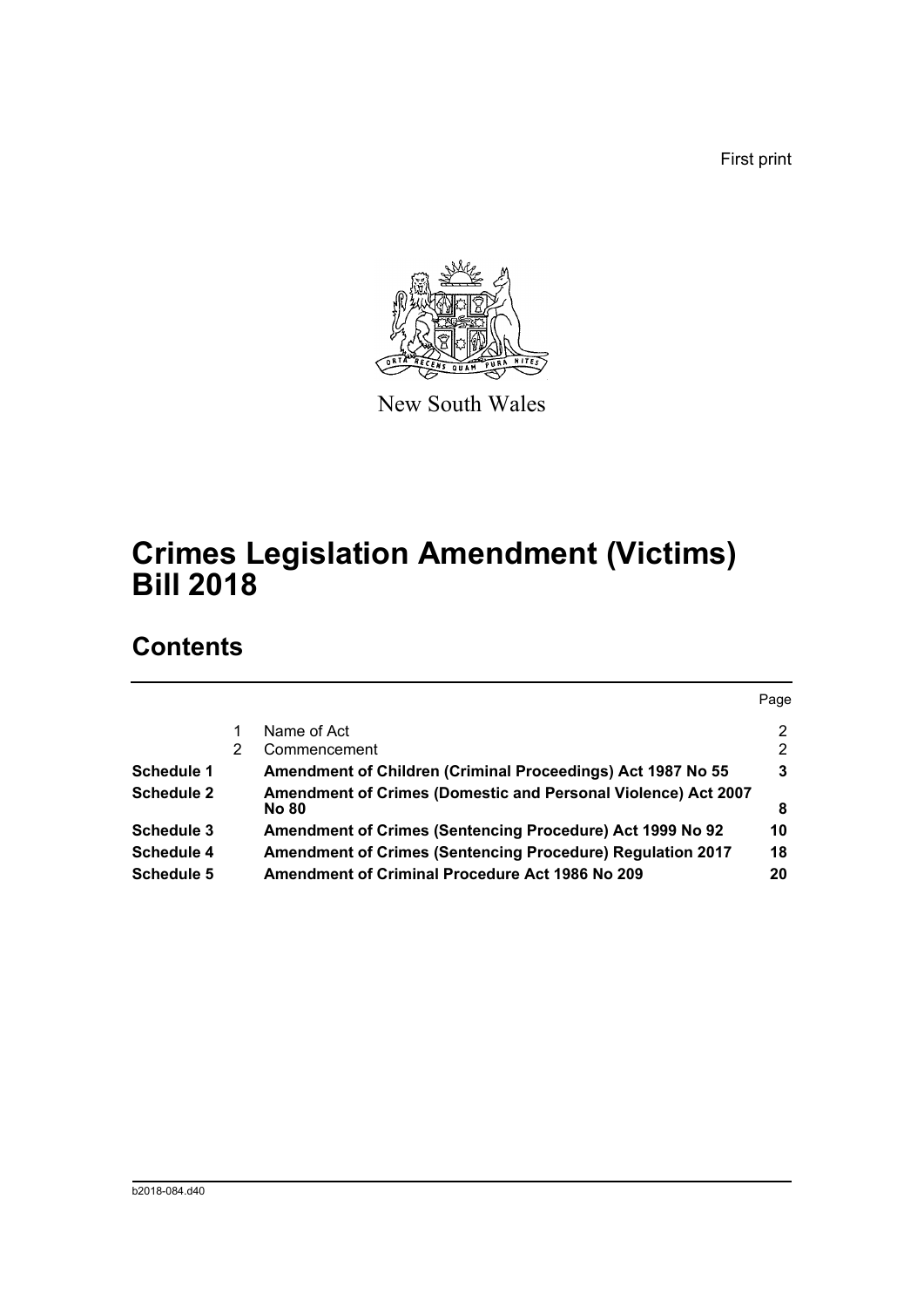First print

New South Wales

# Crimes Legislation Amendment (Victims) Bill 2018

## Contents

| | | | Page |
|---|---|---|---|
| | 1 | Name of Act | 2 |
| | 2 | Commencement | 2 |
| **Schedule 1** | | **Amendment of Children (Criminal Proceedings) Act 1987 No 55** | **3** |
| **Schedule 2** | | **Amendment of Crimes (Domestic and Personal Violence) Act 2007 No 80** | **8** |
| **Schedule 3** | | **Amendment of Crimes (Sentencing Procedure) Act 1999 No 92** | **10** |
| **Schedule 4** | | **Amendment of Crimes (Sentencing Procedure) Regulation 2017** | **18** |
| **Schedule 5** | | **Amendment of Criminal Procedure Act 1986 No 209** | **20** |

b2018-084.d40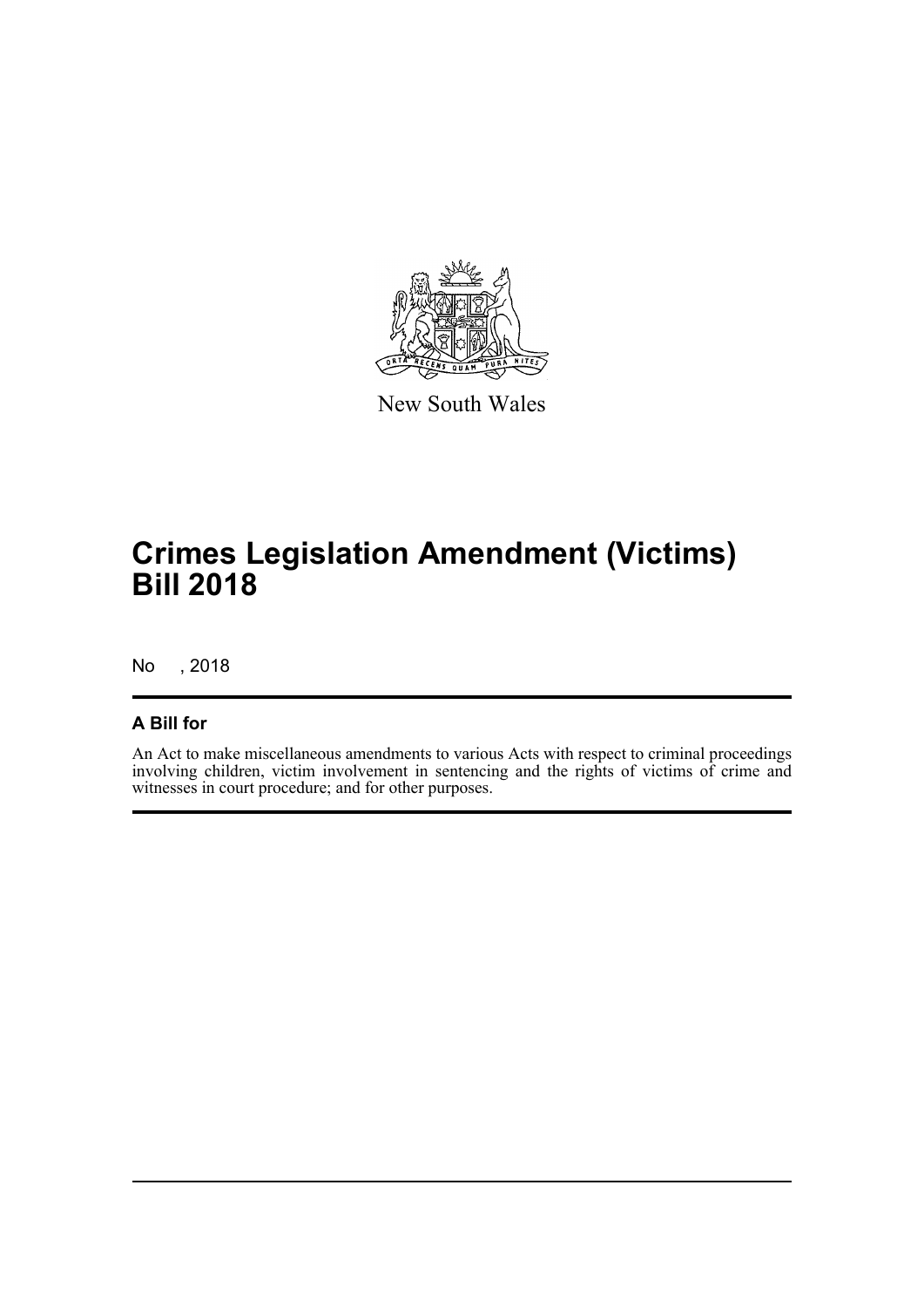New South Wales

# Crimes Legislation Amendment (Victims) Bill 2018

No , 2018

## A Bill for

An Act to make miscellaneous amendments to various Acts with respect to criminal proceedings involving children, victim involvement in sentencing and the rights of victims of crime and witnesses in court procedure; and for other purposes.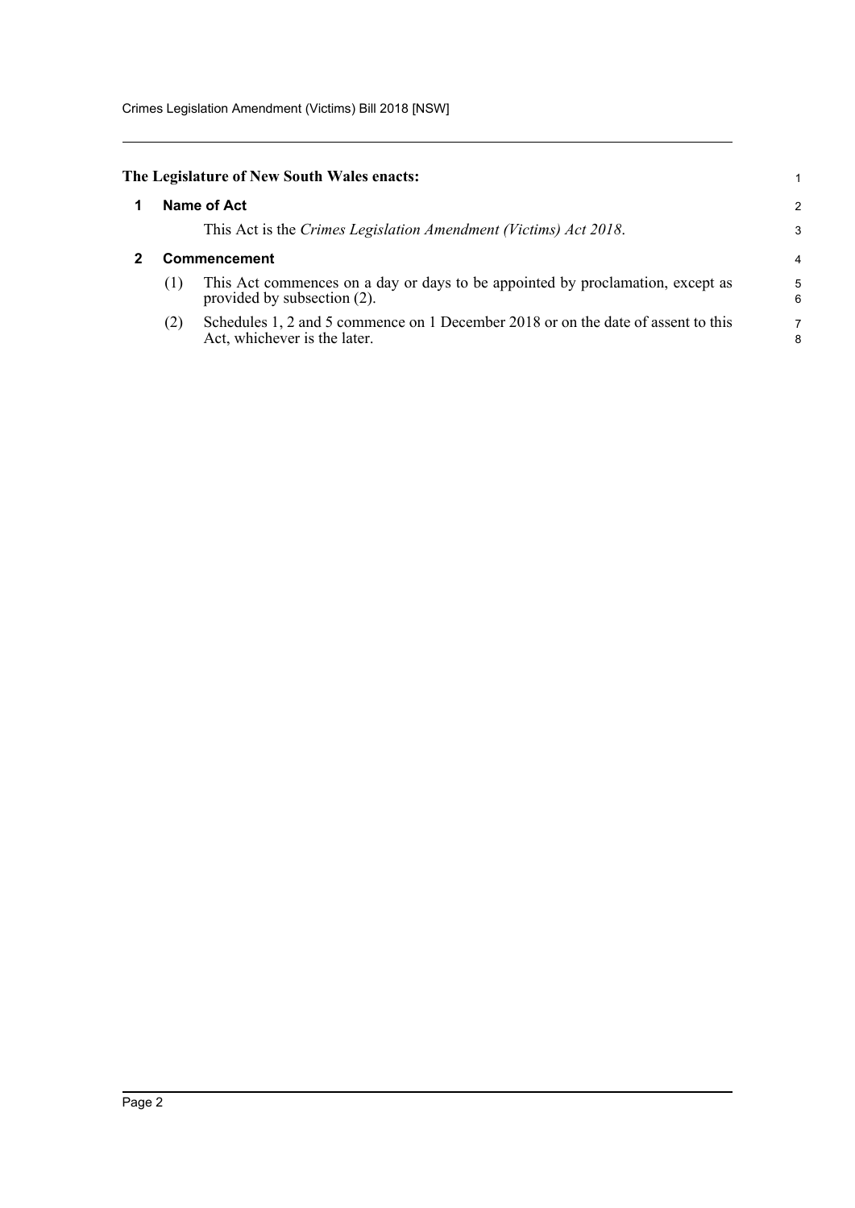**The Legislature of New South Wales enacts:**

## 1 Name of Act

This Act is the *Crimes Legislation Amendment (Victims) Act 2018*.

## 2 Commencement

(1) This Act commences on a day or days to be appointed by proclamation, except as provided by subsection (2).

(2) Schedules 1, 2 and 5 commence on 1 December 2018 or on the date of assent to this Act, whichever is the later.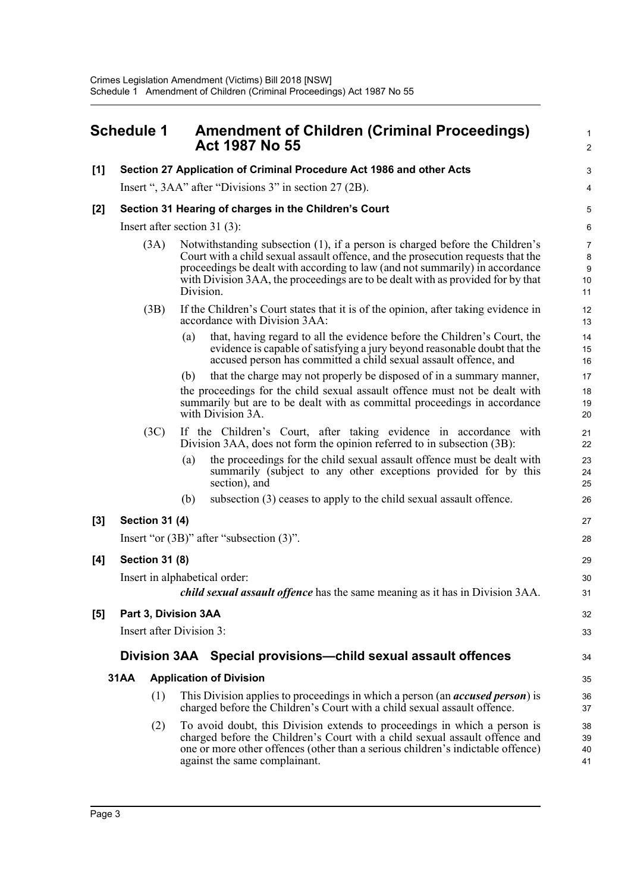## Schedule 1 Amendment of Children (Criminal Proceedings) Act 1987 No 55

**[1] Section 27 Application of Criminal Procedure Act 1986 and other Acts**

Insert ", 3AA" after "Divisions 3" in section 27 (2B).

**[2] Section 31 Hearing of charges in the Children's Court**

Insert after section 31 (3):

(3A) Notwithstanding subsection (1), if a person is charged before the Children's Court with a child sexual assault offence, and the prosecution requests that the proceedings be dealt with according to law (and not summarily) in accordance with Division 3AA, the proceedings are to be dealt with as provided for by that Division.

(3B) If the Children's Court states that it is of the opinion, after taking evidence in accordance with Division 3AA:

(a) that, having regard to all the evidence before the Children's Court, the evidence is capable of satisfying a jury beyond reasonable doubt that the accused person has committed a child sexual assault offence, and

(b) that the charge may not properly be disposed of in a summary manner,

the proceedings for the child sexual assault offence must not be dealt with summarily but are to be dealt with as committal proceedings in accordance with Division 3A.

(3C) If the Children's Court, after taking evidence in accordance with Division 3AA, does not form the opinion referred to in subsection (3B):

(a) the proceedings for the child sexual assault offence must be dealt with summarily (subject to any other exceptions provided for by this section), and

(b) subsection (3) ceases to apply to the child sexual assault offence.

**[3] Section 31 (4)**

Insert "or (3B)" after "subsection (3)".

**[4] Section 31 (8)**

Insert in alphabetical order:

***child sexual assault offence*** has the same meaning as it has in Division 3AA.

**[5] Part 3, Division 3AA**

Insert after Division 3:

### Division 3AA Special provisions—child sexual assault offences

**31AA Application of Division**

(1) This Division applies to proceedings in which a person (an ***accused person***) is charged before the Children's Court with a child sexual assault offence.

(2) To avoid doubt, this Division extends to proceedings in which a person is charged before the Children's Court with a child sexual assault offence and one or more other offences (other than a serious children's indictable offence) against the same complainant.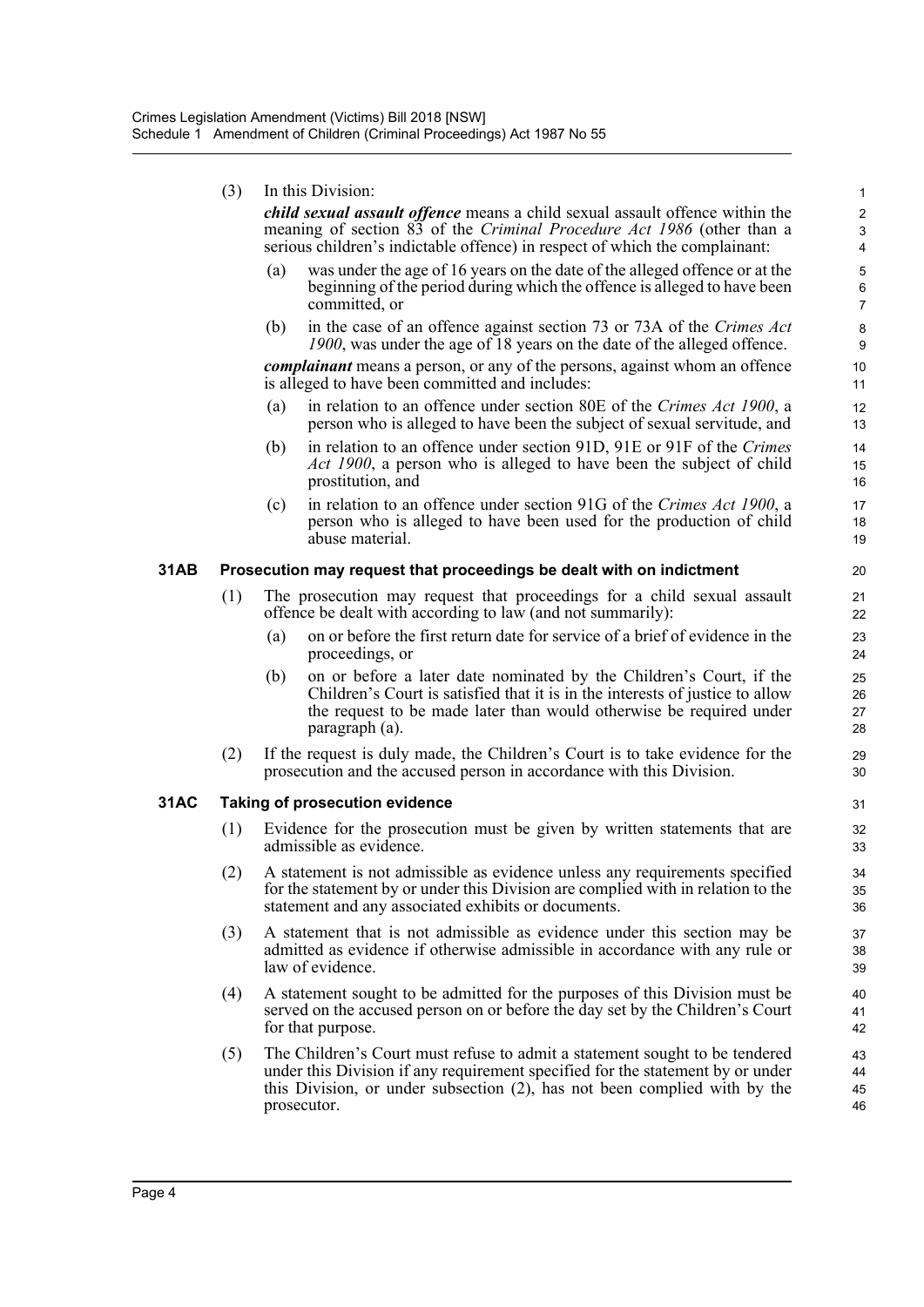(3) In this Division:

***child sexual assault offence*** means a child sexual assault offence within the meaning of section 83 of the *Criminal Procedure Act 1986* (other than a serious children's indictable offence) in respect of which the complainant:

(a) was under the age of 16 years on the date of the alleged offence or at the beginning of the period during which the offence is alleged to have been committed, or

(b) in the case of an offence against section 73 or 73A of the *Crimes Act 1900*, was under the age of 18 years on the date of the alleged offence.

***complainant*** means a person, or any of the persons, against whom an offence is alleged to have been committed and includes:

(a) in relation to an offence under section 80E of the *Crimes Act 1900*, a person who is alleged to have been the subject of sexual servitude, and

(b) in relation to an offence under section 91D, 91E or 91F of the *Crimes Act 1900*, a person who is alleged to have been the subject of child prostitution, and

(c) in relation to an offence under section 91G of the *Crimes Act 1900*, a person who is alleged to have been used for the production of child abuse material.

**31AB Prosecution may request that proceedings be dealt with on indictment**

(1) The prosecution may request that proceedings for a child sexual assault offence be dealt with according to law (and not summarily):

(a) on or before the first return date for service of a brief of evidence in the proceedings, or

(b) on or before a later date nominated by the Children's Court, if the Children's Court is satisfied that it is in the interests of justice to allow the request to be made later than would otherwise be required under paragraph (a).

(2) If the request is duly made, the Children's Court is to take evidence for the prosecution and the accused person in accordance with this Division.

**31AC Taking of prosecution evidence**

(1) Evidence for the prosecution must be given by written statements that are admissible as evidence.

(2) A statement is not admissible as evidence unless any requirements specified for the statement by or under this Division are complied with in relation to the statement and any associated exhibits or documents.

(3) A statement that is not admissible as evidence under this section may be admitted as evidence if otherwise admissible in accordance with any rule or law of evidence.

(4) A statement sought to be admitted for the purposes of this Division must be served on the accused person on or before the day set by the Children's Court for that purpose.

(5) The Children's Court must refuse to admit a statement sought to be tendered under this Division if any requirement specified for the statement by or under this Division, or under subsection (2), has not been complied with by the prosecutor.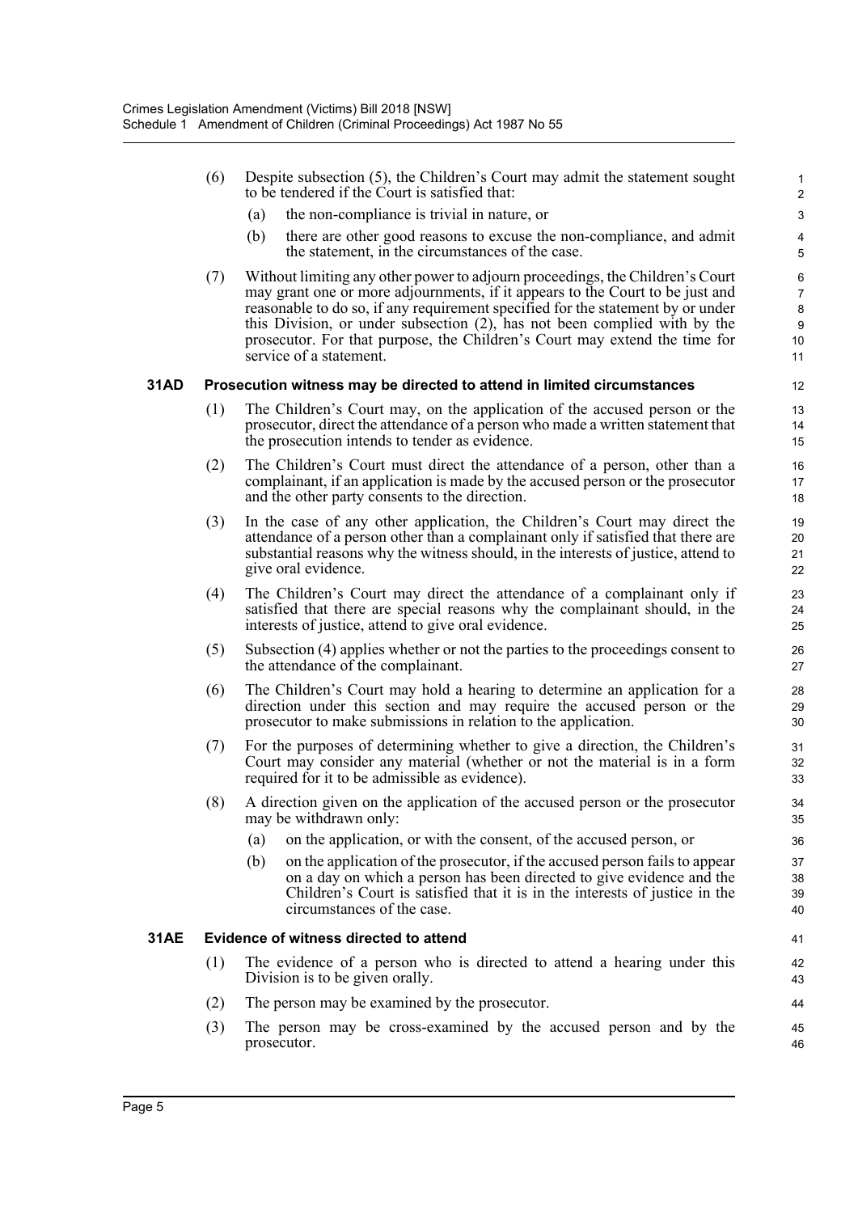(6) Despite subsection (5), the Children's Court may admit the statement sought to be tendered if the Court is satisfied that:

(a) the non-compliance is trivial in nature, or

(b) there are other good reasons to excuse the non-compliance, and admit the statement, in the circumstances of the case.

(7) Without limiting any other power to adjourn proceedings, the Children's Court may grant one or more adjournments, if it appears to the Court to be just and reasonable to do so, if any requirement specified for the statement by or under this Division, or under subsection (2), has not been complied with by the prosecutor. For that purpose, the Children's Court may extend the time for service of a statement.

### 31AD Prosecution witness may be directed to attend in limited circumstances

(1) The Children's Court may, on the application of the accused person or the prosecutor, direct the attendance of a person who made a written statement that the prosecution intends to tender as evidence.

(2) The Children's Court must direct the attendance of a person, other than a complainant, if an application is made by the accused person or the prosecutor and the other party consents to the direction.

(3) In the case of any other application, the Children's Court may direct the attendance of a person other than a complainant only if satisfied that there are substantial reasons why the witness should, in the interests of justice, attend to give oral evidence.

(4) The Children's Court may direct the attendance of a complainant only if satisfied that there are special reasons why the complainant should, in the interests of justice, attend to give oral evidence.

(5) Subsection (4) applies whether or not the parties to the proceedings consent to the attendance of the complainant.

(6) The Children's Court may hold a hearing to determine an application for a direction under this section and may require the accused person or the prosecutor to make submissions in relation to the application.

(7) For the purposes of determining whether to give a direction, the Children's Court may consider any material (whether or not the material is in a form required for it to be admissible as evidence).

(8) A direction given on the application of the accused person or the prosecutor may be withdrawn only:

(a) on the application, or with the consent, of the accused person, or

(b) on the application of the prosecutor, if the accused person fails to appear on a day on which a person has been directed to give evidence and the Children's Court is satisfied that it is in the interests of justice in the circumstances of the case.

### 31AE Evidence of witness directed to attend

(1) The evidence of a person who is directed to attend a hearing under this Division is to be given orally.

(2) The person may be examined by the prosecutor.

(3) The person may be cross-examined by the accused person and by the prosecutor.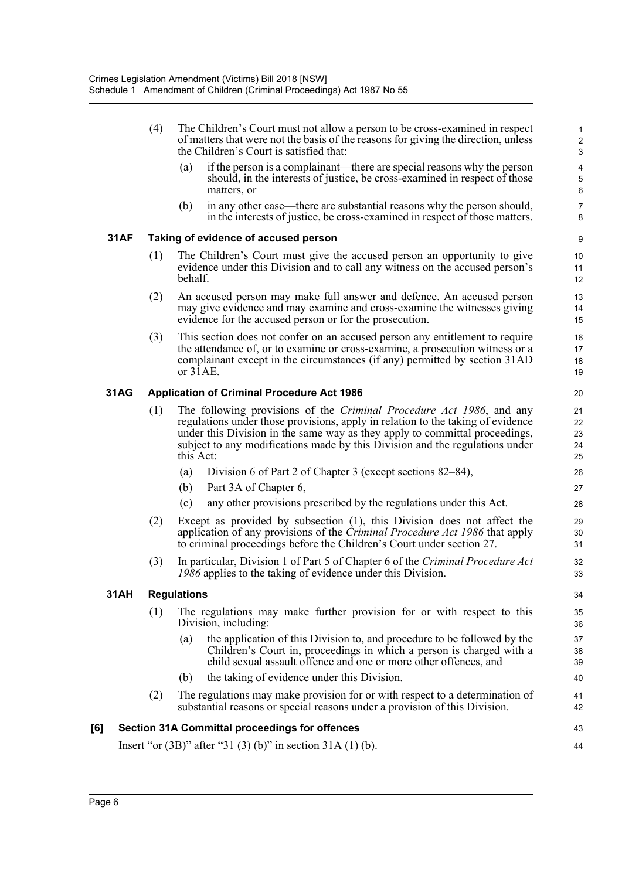(4) The Children's Court must not allow a person to be cross-examined in respect of matters that were not the basis of the reasons for giving the direction, unless the Children's Court is satisfied that:

(a) if the person is a complainant—there are special reasons why the person should, in the interests of justice, be cross-examined in respect of those matters, or

(b) in any other case—there are substantial reasons why the person should, in the interests of justice, be cross-examined in respect of those matters.

**31AF Taking of evidence of accused person**

(1) The Children's Court must give the accused person an opportunity to give evidence under this Division and to call any witness on the accused person's behalf.

(2) An accused person may make full answer and defence. An accused person may give evidence and may examine and cross-examine the witnesses giving evidence for the accused person or for the prosecution.

(3) This section does not confer on an accused person any entitlement to require the attendance of, or to examine or cross-examine, a prosecution witness or a complainant except in the circumstances (if any) permitted by section 31AD or 31AE.

**31AG Application of Criminal Procedure Act 1986**

(1) The following provisions of the *Criminal Procedure Act 1986*, and any regulations under those provisions, apply in relation to the taking of evidence under this Division in the same way as they apply to committal proceedings, subject to any modifications made by this Division and the regulations under this Act:

(a) Division 6 of Part 2 of Chapter 3 (except sections 82–84),

(b) Part 3A of Chapter 6,

(c) any other provisions prescribed by the regulations under this Act.

(2) Except as provided by subsection (1), this Division does not affect the application of any provisions of the *Criminal Procedure Act 1986* that apply to criminal proceedings before the Children's Court under section 27.

(3) In particular, Division 1 of Part 5 of Chapter 6 of the *Criminal Procedure Act 1986* applies to the taking of evidence under this Division.

**31AH Regulations**

(1) The regulations may make further provision for or with respect to this Division, including:

(a) the application of this Division to, and procedure to be followed by the Children's Court in, proceedings in which a person is charged with a child sexual assault offence and one or more other offences, and

(b) the taking of evidence under this Division.

(2) The regulations may make provision for or with respect to a determination of substantial reasons or special reasons under a provision of this Division.

**[6] Section 31A Committal proceedings for offences**

Insert "or (3B)" after "31 (3) (b)" in section 31A (1) (b).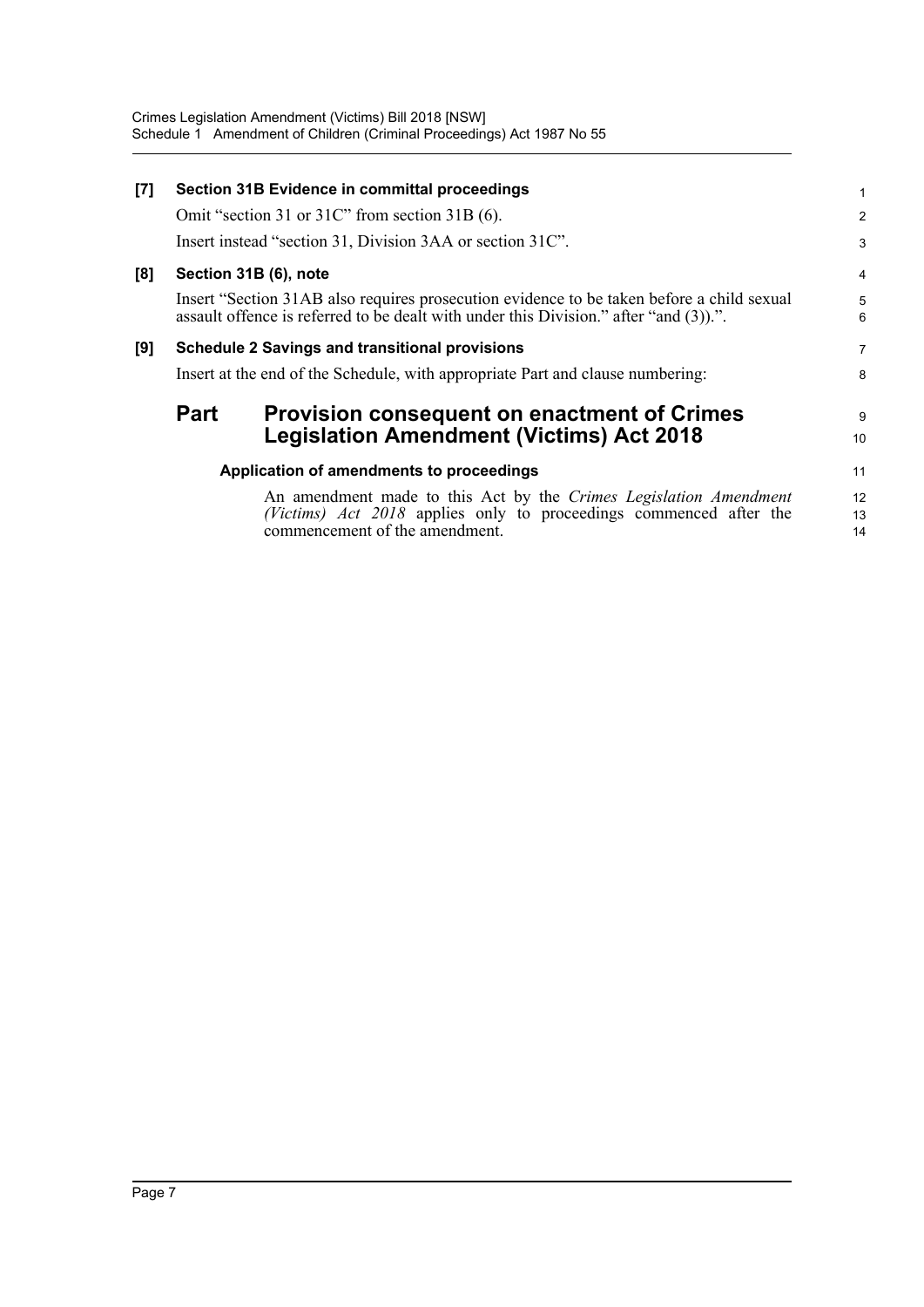**[7] Section 31B Evidence in committal proceedings**

Omit "section 31 or 31C" from section 31B (6).

Insert instead "section 31, Division 3AA or section 31C".

**[8] Section 31B (6), note**

Insert "Section 31AB also requires prosecution evidence to be taken before a child sexual assault offence is referred to be dealt with under this Division." after "and (3)).".

**[9] Schedule 2 Savings and transitional provisions**

Insert at the end of the Schedule, with appropriate Part and clause numbering:

## Part Provision consequent on enactment of Crimes Legislation Amendment (Victims) Act 2018

### Application of amendments to proceedings

An amendment made to this Act by the *Crimes Legislation Amendment (Victims) Act 2018* applies only to proceedings commenced after the commencement of the amendment.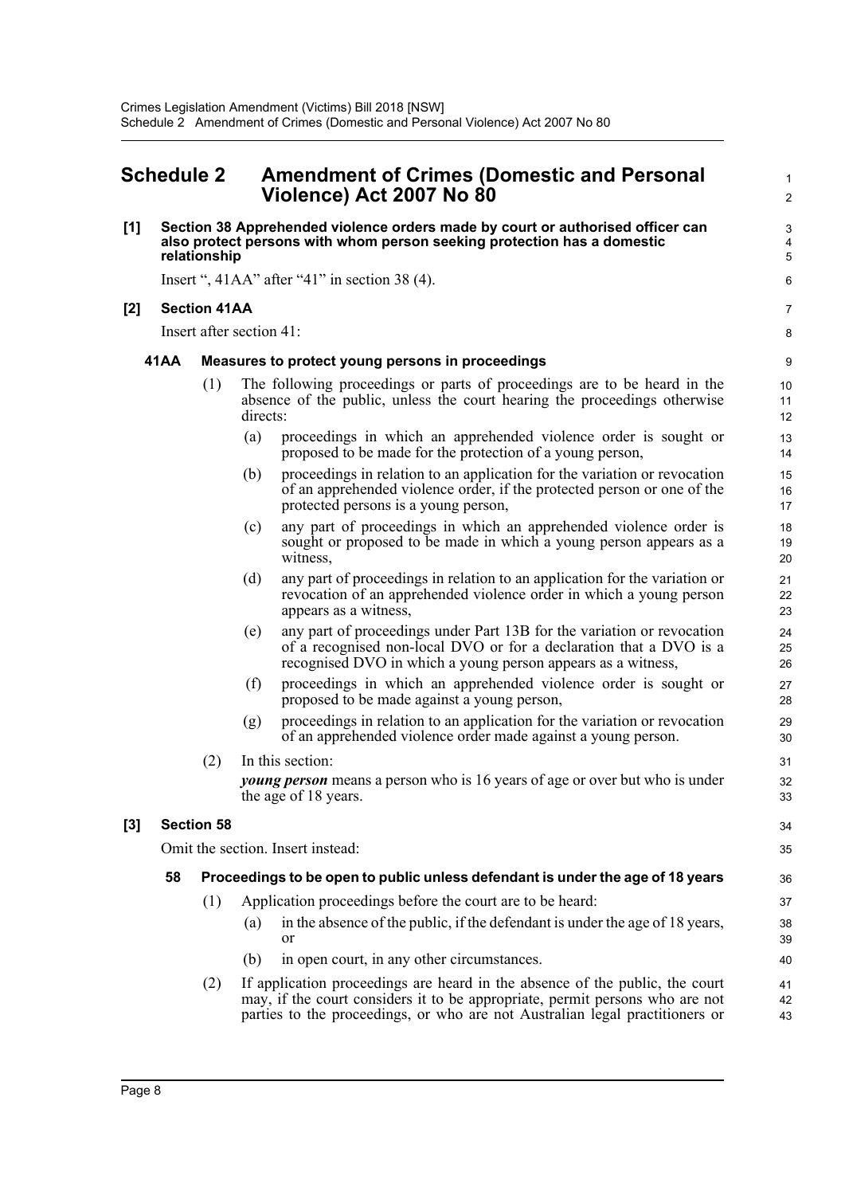## Schedule 2 Amendment of Crimes (Domestic and Personal Violence) Act 2007 No 80

**[1] Section 38 Apprehended violence orders made by court or authorised officer can also protect persons with whom person seeking protection has a domestic relationship**

Insert ", 41AA" after "41" in section 38 (4).

**[2] Section 41AA**

Insert after section 41:

**41AA Measures to protect young persons in proceedings**

(1) The following proceedings or parts of proceedings are to be heard in the absence of the public, unless the court hearing the proceedings otherwise directs:

(a) proceedings in which an apprehended violence order is sought or proposed to be made for the protection of a young person,

(b) proceedings in relation to an application for the variation or revocation of an apprehended violence order, if the protected person or one of the protected persons is a young person,

(c) any part of proceedings in which an apprehended violence order is sought or proposed to be made in which a young person appears as a witness,

(d) any part of proceedings in relation to an application for the variation or revocation of an apprehended violence order in which a young person appears as a witness,

(e) any part of proceedings under Part 13B for the variation or revocation of a recognised non-local DVO or for a declaration that a DVO is a recognised DVO in which a young person appears as a witness,

(f) proceedings in which an apprehended violence order is sought or proposed to be made against a young person,

(g) proceedings in relation to an application for the variation or revocation of an apprehended violence order made against a young person.

(2) In this section:

***young person*** means a person who is 16 years of age or over but who is under the age of 18 years.

**[3] Section 58**

Omit the section. Insert instead:

**58 Proceedings to be open to public unless defendant is under the age of 18 years**

(1) Application proceedings before the court are to be heard:

(a) in the absence of the public, if the defendant is under the age of 18 years, or

(b) in open court, in any other circumstances.

(2) If application proceedings are heard in the absence of the public, the court may, if the court considers it to be appropriate, permit persons who are not parties to the proceedings, or who are not Australian legal practitioners or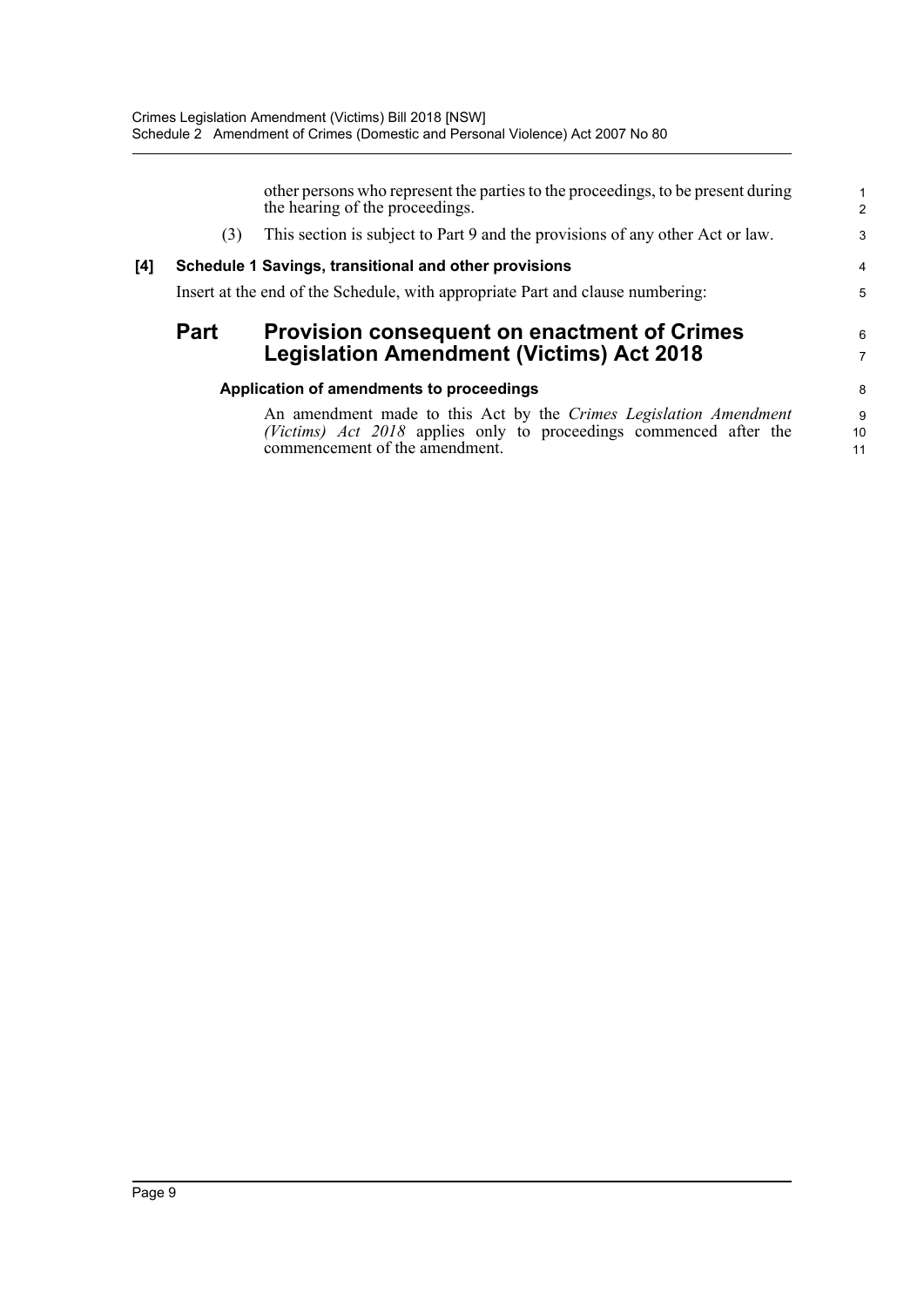other persons who represent the parties to the proceedings, to be present during the hearing of the proceedings.

(3) This section is subject to Part 9 and the provisions of any other Act or law.

**[4] Schedule 1 Savings, transitional and other provisions**

Insert at the end of the Schedule, with appropriate Part and clause numbering:

## Part Provision consequent on enactment of Crimes Legislation Amendment (Victims) Act 2018

### Application of amendments to proceedings

An amendment made to this Act by the *Crimes Legislation Amendment (Victims) Act 2018* applies only to proceedings commenced after the commencement of the amendment.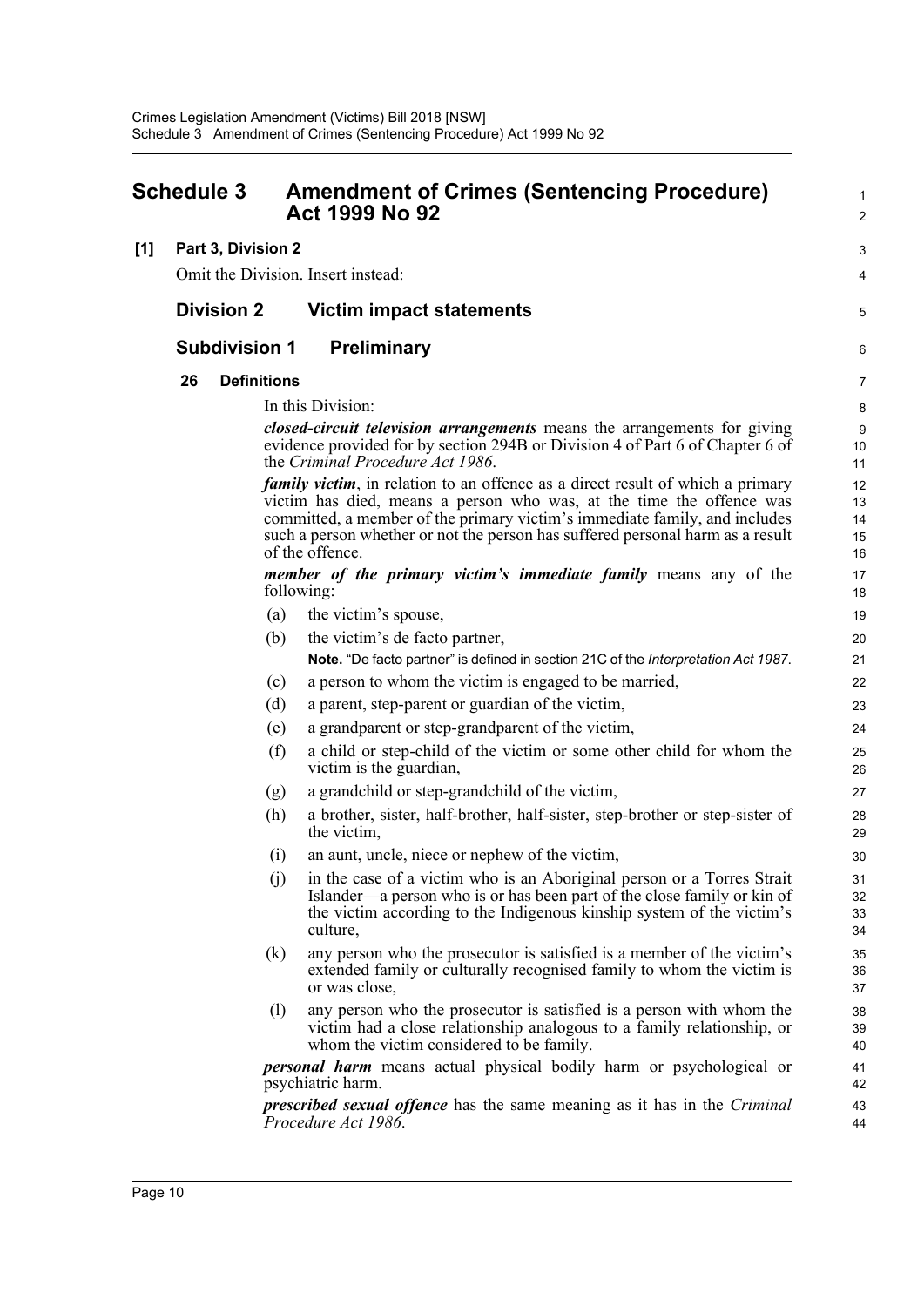# Schedule 3 Amendment of Crimes (Sentencing Procedure) Act 1999 No 92

**[1] Part 3, Division 2**

Omit the Division. Insert instead:

## Division 2 Victim impact statements

### Subdivision 1 Preliminary

**26 Definitions**

In this Division:

***closed-circuit television arrangements*** means the arrangements for giving evidence provided for by section 294B or Division 4 of Part 6 of Chapter 6 of the *Criminal Procedure Act 1986*.

***family victim***, in relation to an offence as a direct result of which a primary victim has died, means a person who was, at the time the offence was committed, a member of the primary victim's immediate family, and includes such a person whether or not the person has suffered personal harm as a result of the offence.

***member of the primary victim's immediate family*** means any of the following:

(a) the victim's spouse,

(b) the victim's de facto partner,

**Note.** "De facto partner" is defined in section 21C of the *Interpretation Act 1987*.

(c) a person to whom the victim is engaged to be married,

(d) a parent, step-parent or guardian of the victim,

(e) a grandparent or step-grandparent of the victim,

(f) a child or step-child of the victim or some other child for whom the victim is the guardian,

(g) a grandchild or step-grandchild of the victim,

(h) a brother, sister, half-brother, half-sister, step-brother or step-sister of the victim,

(i) an aunt, uncle, niece or nephew of the victim,

(j) in the case of a victim who is an Aboriginal person or a Torres Strait Islander—a person who is or has been part of the close family or kin of the victim according to the Indigenous kinship system of the victim's culture,

(k) any person who the prosecutor is satisfied is a member of the victim's extended family or culturally recognised family to whom the victim is or was close,

(l) any person who the prosecutor is satisfied is a person with whom the victim had a close relationship analogous to a family relationship, or whom the victim considered to be family.

***personal harm*** means actual physical bodily harm or psychological or psychiatric harm.

***prescribed sexual offence*** has the same meaning as it has in the *Criminal Procedure Act 1986*.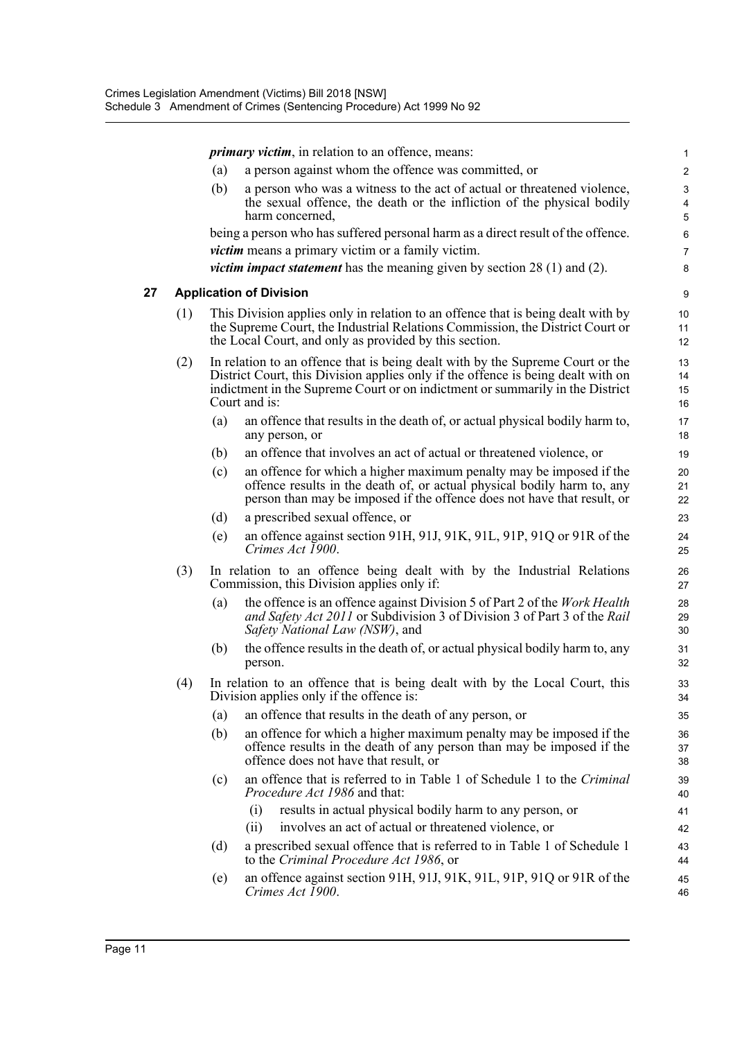***primary victim***, in relation to an offence, means:

(a) a person against whom the offence was committed, or

(b) a person who was a witness to the act of actual or threatened violence, the sexual offence, the death or the infliction of the physical bodily harm concerned,

being a person who has suffered personal harm as a direct result of the offence.

***victim*** means a primary victim or a family victim.

***victim impact statement*** has the meaning given by section 28 (1) and (2).

### 27 Application of Division

(1) This Division applies only in relation to an offence that is being dealt with by the Supreme Court, the Industrial Relations Commission, the District Court or the Local Court, and only as provided by this section.

(2) In relation to an offence that is being dealt with by the Supreme Court or the District Court, this Division applies only if the offence is being dealt with on indictment in the Supreme Court or on indictment or summarily in the District Court and is:

(a) an offence that results in the death of, or actual physical bodily harm to, any person, or

(b) an offence that involves an act of actual or threatened violence, or

(c) an offence for which a higher maximum penalty may be imposed if the offence results in the death of, or actual physical bodily harm to, any person than may be imposed if the offence does not have that result, or

(d) a prescribed sexual offence, or

(e) an offence against section 91H, 91J, 91K, 91L, 91P, 91Q or 91R of the *Crimes Act 1900*.

(3) In relation to an offence being dealt with by the Industrial Relations Commission, this Division applies only if:

(a) the offence is an offence against Division 5 of Part 2 of the *Work Health and Safety Act 2011* or Subdivision 3 of Division 3 of Part 3 of the *Rail Safety National Law (NSW)*, and

(b) the offence results in the death of, or actual physical bodily harm to, any person.

(4) In relation to an offence that is being dealt with by the Local Court, this Division applies only if the offence is:

(a) an offence that results in the death of any person, or

(b) an offence for which a higher maximum penalty may be imposed if the offence results in the death of any person than may be imposed if the offence does not have that result, or

(c) an offence that is referred to in Table 1 of Schedule 1 to the *Criminal Procedure Act 1986* and that:

(i) results in actual physical bodily harm to any person, or

(ii) involves an act of actual or threatened violence, or

(d) a prescribed sexual offence that is referred to in Table 1 of Schedule 1 to the *Criminal Procedure Act 1986*, or

(e) an offence against section 91H, 91J, 91K, 91L, 91P, 91Q or 91R of the *Crimes Act 1900*.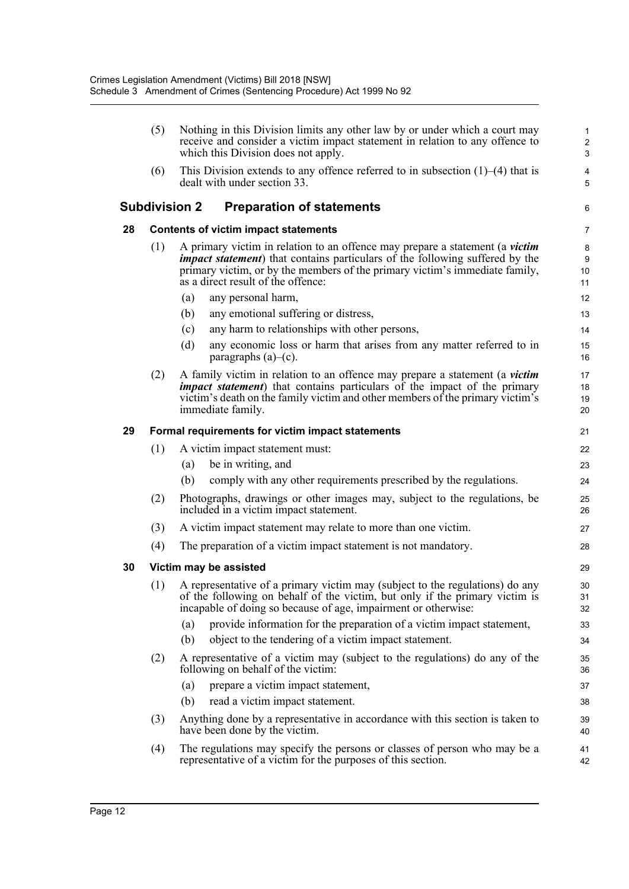(5) Nothing in this Division limits any other law by or under which a court may receive and consider a victim impact statement in relation to any offence to which this Division does not apply.

(6) This Division extends to any offence referred to in subsection (1)–(4) that is dealt with under section 33.

## Subdivision 2 Preparation of statements

### 28 Contents of victim impact statements

(1) A primary victim in relation to an offence may prepare a statement (a ***victim impact statement***) that contains particulars of the following suffered by the primary victim, or by the members of the primary victim's immediate family, as a direct result of the offence:

- (a) any personal harm,
- (b) any emotional suffering or distress,
- (c) any harm to relationships with other persons,
- (d) any economic loss or harm that arises from any matter referred to in paragraphs (a)–(c).

(2) A family victim in relation to an offence may prepare a statement (a ***victim impact statement***) that contains particulars of the impact of the primary victim's death on the family victim and other members of the primary victim's immediate family.

### 29 Formal requirements for victim impact statements

(1) A victim impact statement must:

- (a) be in writing, and
- (b) comply with any other requirements prescribed by the regulations.

(2) Photographs, drawings or other images may, subject to the regulations, be included in a victim impact statement.

(3) A victim impact statement may relate to more than one victim.

(4) The preparation of a victim impact statement is not mandatory.

### 30 Victim may be assisted

(1) A representative of a primary victim may (subject to the regulations) do any of the following on behalf of the victim, but only if the primary victim is incapable of doing so because of age, impairment or otherwise:

- (a) provide information for the preparation of a victim impact statement,
- (b) object to the tendering of a victim impact statement.

(2) A representative of a victim may (subject to the regulations) do any of the following on behalf of the victim:

- (a) prepare a victim impact statement,
- (b) read a victim impact statement.

(3) Anything done by a representative in accordance with this section is taken to have been done by the victim.

(4) The regulations may specify the persons or classes of person who may be a representative of a victim for the purposes of this section.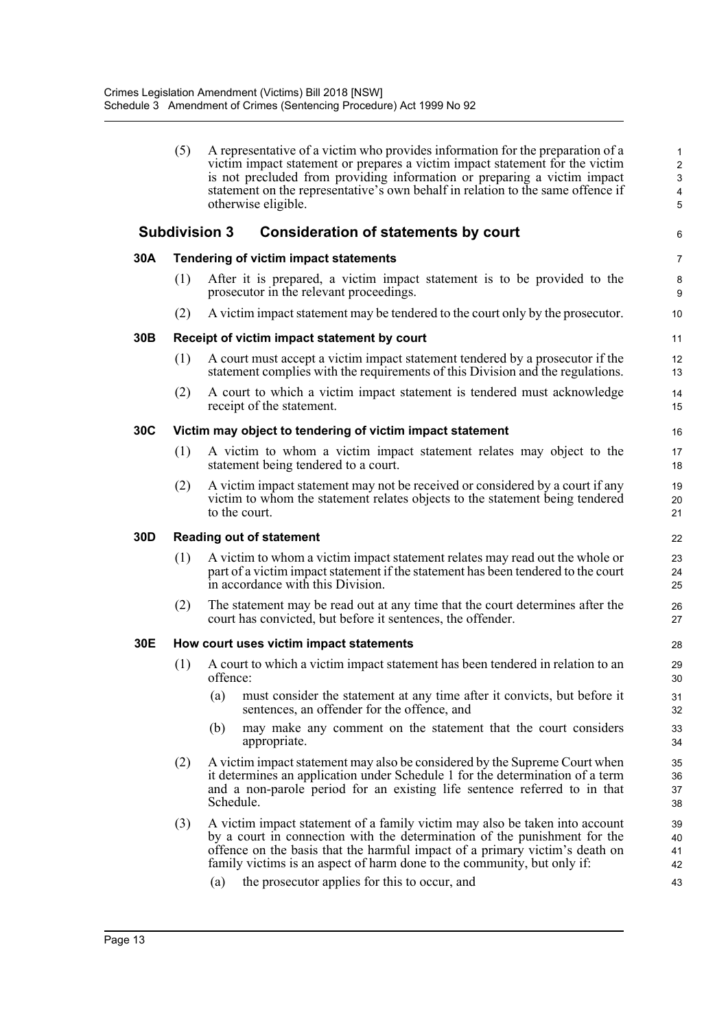(5) A representative of a victim who provides information for the preparation of a victim impact statement or prepares a victim impact statement for the victim is not precluded from providing information or preparing a victim impact statement on the representative's own behalf in relation to the same offence if otherwise eligible.

## Subdivision 3 Consideration of statements by court

### 30A Tendering of victim impact statements

(1) After it is prepared, a victim impact statement is to be provided to the prosecutor in the relevant proceedings.

(2) A victim impact statement may be tendered to the court only by the prosecutor.

### 30B Receipt of victim impact statement by court

(1) A court must accept a victim impact statement tendered by a prosecutor if the statement complies with the requirements of this Division and the regulations.

(2) A court to which a victim impact statement is tendered must acknowledge receipt of the statement.

### 30C Victim may object to tendering of victim impact statement

(1) A victim to whom a victim impact statement relates may object to the statement being tendered to a court.

(2) A victim impact statement may not be received or considered by a court if any victim to whom the statement relates objects to the statement being tendered to the court.

### 30D Reading out of statement

(1) A victim to whom a victim impact statement relates may read out the whole or part of a victim impact statement if the statement has been tendered to the court in accordance with this Division.

(2) The statement may be read out at any time that the court determines after the court has convicted, but before it sentences, the offender.

### 30E How court uses victim impact statements

(1) A court to which a victim impact statement has been tendered in relation to an offence:

(a) must consider the statement at any time after it convicts, but before it sentences, an offender for the offence, and

(b) may make any comment on the statement that the court considers appropriate.

(2) A victim impact statement may also be considered by the Supreme Court when it determines an application under Schedule 1 for the determination of a term and a non-parole period for an existing life sentence referred to in that Schedule.

(3) A victim impact statement of a family victim may also be taken into account by a court in connection with the determination of the punishment for the offence on the basis that the harmful impact of a primary victim's death on family victims is an aspect of harm done to the community, but only if:

(a) the prosecutor applies for this to occur, and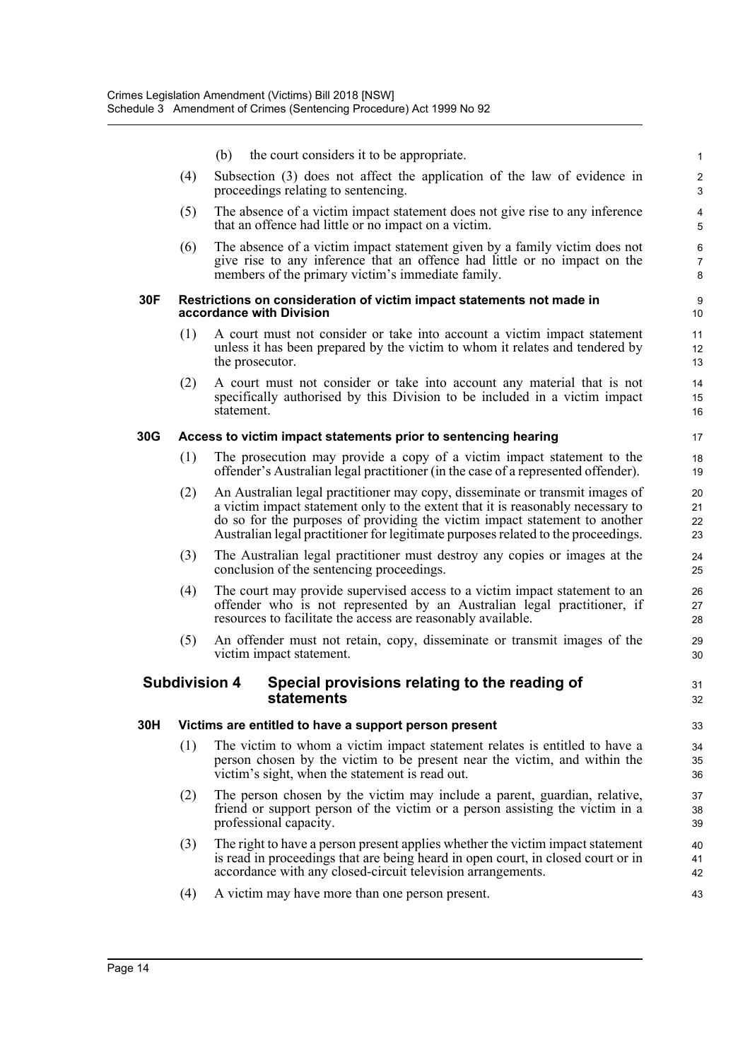(b) the court considers it to be appropriate.

(4) Subsection (3) does not affect the application of the law of evidence in proceedings relating to sentencing.

(5) The absence of a victim impact statement does not give rise to any inference that an offence had little or no impact on a victim.

(6) The absence of a victim impact statement given by a family victim does not give rise to any inference that an offence had little or no impact on the members of the primary victim's immediate family.

**30F Restrictions on consideration of victim impact statements not made in accordance with Division**

(1) A court must not consider or take into account a victim impact statement unless it has been prepared by the victim to whom it relates and tendered by the prosecutor.

(2) A court must not consider or take into account any material that is not specifically authorised by this Division to be included in a victim impact statement.

**30G Access to victim impact statements prior to sentencing hearing**

(1) The prosecution may provide a copy of a victim impact statement to the offender's Australian legal practitioner (in the case of a represented offender).

(2) An Australian legal practitioner may copy, disseminate or transmit images of a victim impact statement only to the extent that it is reasonably necessary to do so for the purposes of providing the victim impact statement to another Australian legal practitioner for legitimate purposes related to the proceedings.

(3) The Australian legal practitioner must destroy any copies or images at the conclusion of the sentencing proceedings.

(4) The court may provide supervised access to a victim impact statement to an offender who is not represented by an Australian legal practitioner, if resources to facilitate the access are reasonably available.

(5) An offender must not retain, copy, disseminate or transmit images of the victim impact statement.

## Subdivision 4 Special provisions relating to the reading of statements

**30H Victims are entitled to have a support person present**

(1) The victim to whom a victim impact statement relates is entitled to have a person chosen by the victim to be present near the victim, and within the victim's sight, when the statement is read out.

(2) The person chosen by the victim may include a parent, guardian, relative, friend or support person of the victim or a person assisting the victim in a professional capacity.

(3) The right to have a person present applies whether the victim impact statement is read in proceedings that are being heard in open court, in closed court or in accordance with any closed-circuit television arrangements.

(4) A victim may have more than one person present.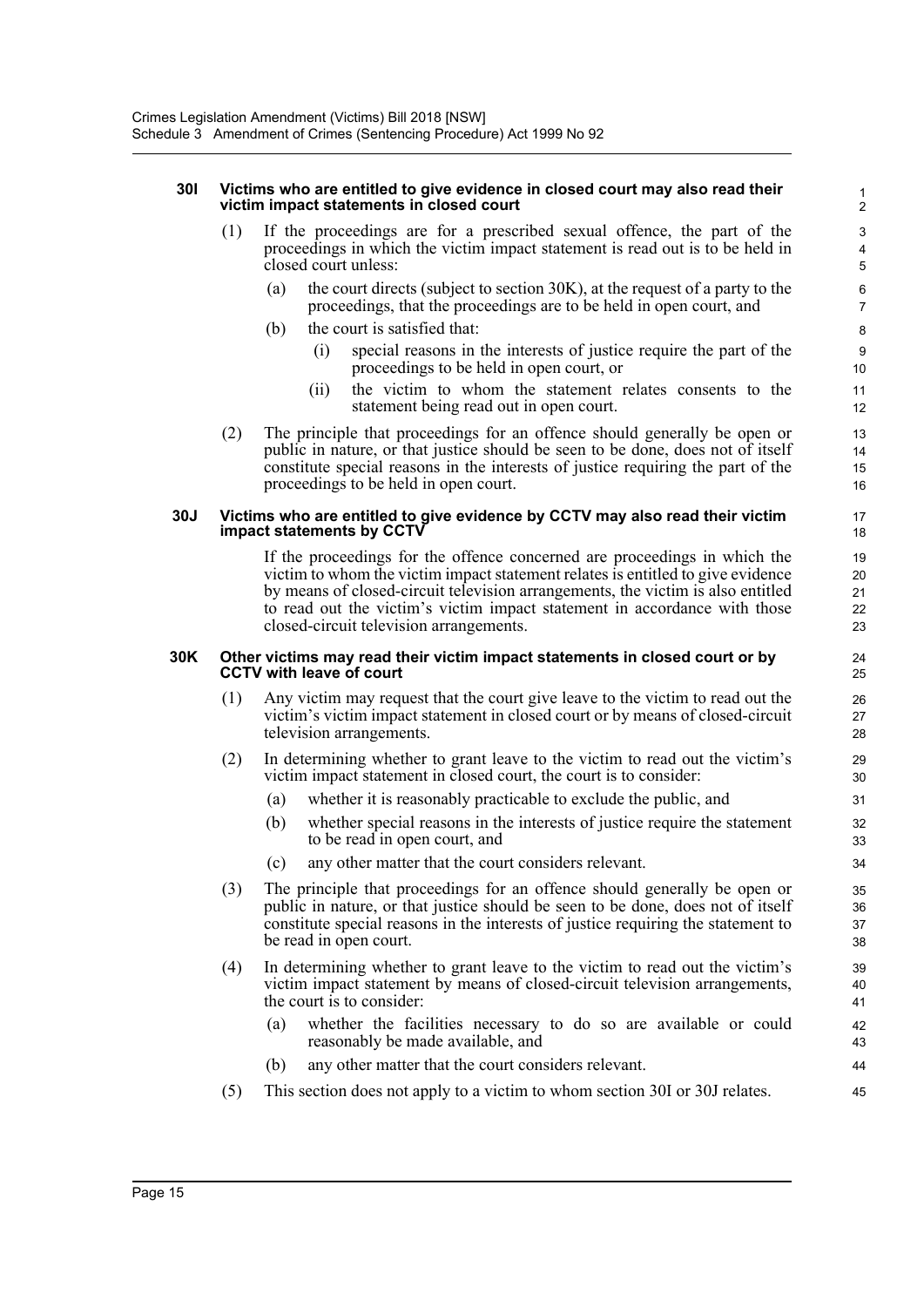**30I Victims who are entitled to give evidence in closed court may also read their victim impact statements in closed court**

(1) If the proceedings are for a prescribed sexual offence, the part of the proceedings in which the victim impact statement is read out is to be held in closed court unless:

(a) the court directs (subject to section 30K), at the request of a party to the proceedings, that the proceedings are to be held in open court, and

(b) the court is satisfied that:

(i) special reasons in the interests of justice require the part of the proceedings to be held in open court, or

(ii) the victim to whom the statement relates consents to the statement being read out in open court.

(2) The principle that proceedings for an offence should generally be open or public in nature, or that justice should be seen to be done, does not of itself constitute special reasons in the interests of justice requiring the part of the proceedings to be held in open court.

**30J Victims who are entitled to give evidence by CCTV may also read their victim impact statements by CCTV**

If the proceedings for the offence concerned are proceedings in which the victim to whom the victim impact statement relates is entitled to give evidence by means of closed-circuit television arrangements, the victim is also entitled to read out the victim's victim impact statement in accordance with those closed-circuit television arrangements.

**30K Other victims may read their victim impact statements in closed court or by CCTV with leave of court**

(1) Any victim may request that the court give leave to the victim to read out the victim's victim impact statement in closed court or by means of closed-circuit television arrangements.

(2) In determining whether to grant leave to the victim to read out the victim's victim impact statement in closed court, the court is to consider:

(a) whether it is reasonably practicable to exclude the public, and

(b) whether special reasons in the interests of justice require the statement to be read in open court, and

(c) any other matter that the court considers relevant.

(3) The principle that proceedings for an offence should generally be open or public in nature, or that justice should be seen to be done, does not of itself constitute special reasons in the interests of justice requiring the statement to be read in open court.

(4) In determining whether to grant leave to the victim to read out the victim's victim impact statement by means of closed-circuit television arrangements, the court is to consider:

(a) whether the facilities necessary to do so are available or could reasonably be made available, and

(b) any other matter that the court considers relevant.

(5) This section does not apply to a victim to whom section 30I or 30J relates.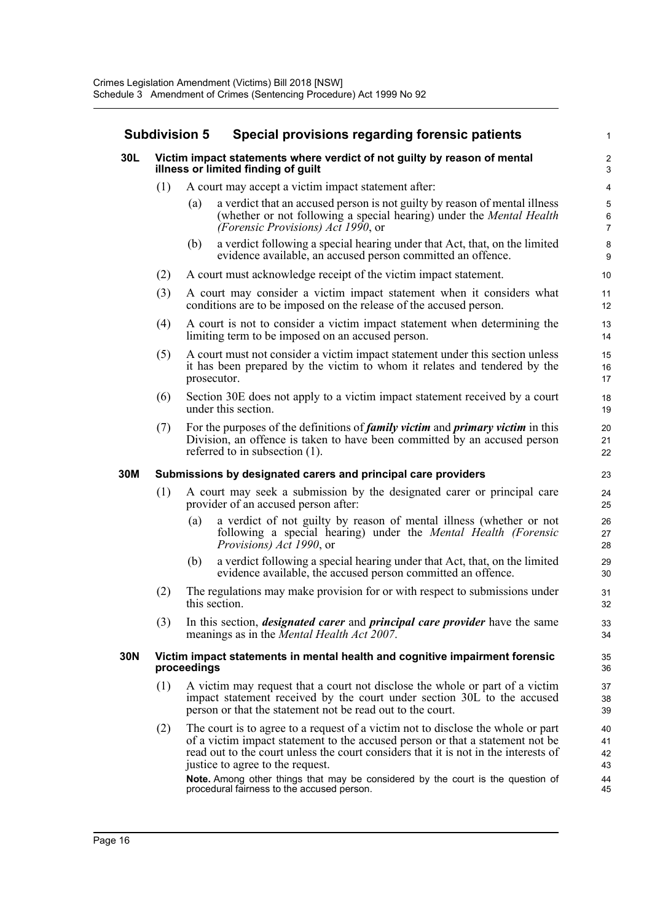## Subdivision 5 Special provisions regarding forensic patients

### 30L Victim impact statements where verdict of not guilty by reason of mental illness or limited finding of guilt

(1) A court may accept a victim impact statement after:

(a) a verdict that an accused person is not guilty by reason of mental illness (whether or not following a special hearing) under the *Mental Health (Forensic Provisions) Act 1990*, or

(b) a verdict following a special hearing under that Act, that, on the limited evidence available, an accused person committed an offence.

(2) A court must acknowledge receipt of the victim impact statement.

(3) A court may consider a victim impact statement when it considers what conditions are to be imposed on the release of the accused person.

(4) A court is not to consider a victim impact statement when determining the limiting term to be imposed on an accused person.

(5) A court must not consider a victim impact statement under this section unless it has been prepared by the victim to whom it relates and tendered by the prosecutor.

(6) Section 30E does not apply to a victim impact statement received by a court under this section.

(7) For the purposes of the definitions of ***family victim*** and ***primary victim*** in this Division, an offence is taken to have been committed by an accused person referred to in subsection (1).

### 30M Submissions by designated carers and principal care providers

(1) A court may seek a submission by the designated carer or principal care provider of an accused person after:

(a) a verdict of not guilty by reason of mental illness (whether or not following a special hearing) under the *Mental Health (Forensic Provisions) Act 1990*, or

(b) a verdict following a special hearing under that Act, that, on the limited evidence available, the accused person committed an offence.

(2) The regulations may make provision for or with respect to submissions under this section.

(3) In this section, ***designated carer*** and ***principal care provider*** have the same meanings as in the *Mental Health Act 2007*.

### 30N Victim impact statements in mental health and cognitive impairment forensic proceedings

(1) A victim may request that a court not disclose the whole or part of a victim impact statement received by the court under section 30L to the accused person or that the statement not be read out to the court.

(2) The court is to agree to a request of a victim not to disclose the whole or part of a victim impact statement to the accused person or that a statement not be read out to the court unless the court considers that it is not in the interests of justice to agree to the request.

**Note.** Among other things that may be considered by the court is the question of procedural fairness to the accused person.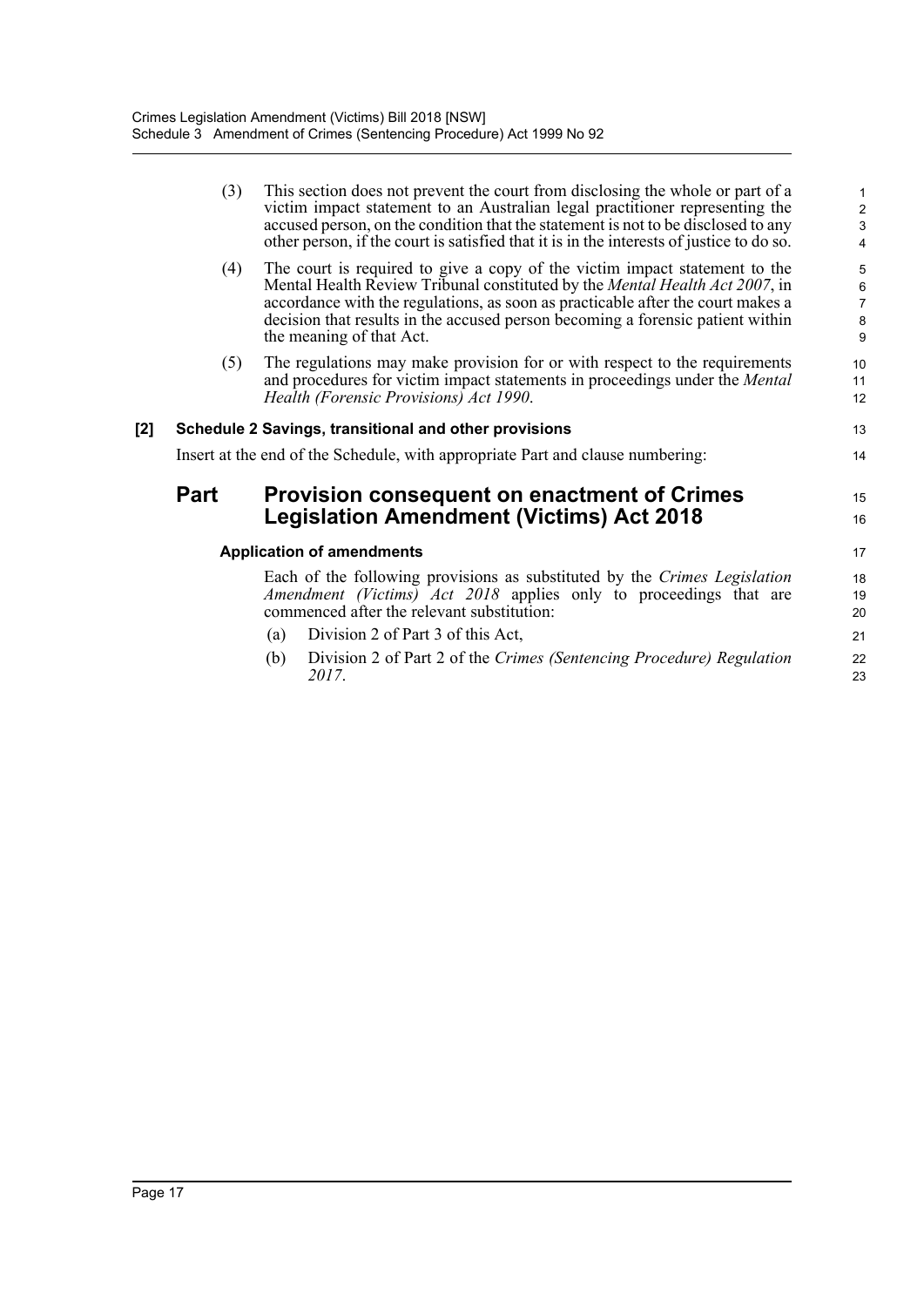(3) This section does not prevent the court from disclosing the whole or part of a victim impact statement to an Australian legal practitioner representing the accused person, on the condition that the statement is not to be disclosed to any other person, if the court is satisfied that it is in the interests of justice to do so.

(4) The court is required to give a copy of the victim impact statement to the Mental Health Review Tribunal constituted by the *Mental Health Act 2007*, in accordance with the regulations, as soon as practicable after the court makes a decision that results in the accused person becoming a forensic patient within the meaning of that Act.

(5) The regulations may make provision for or with respect to the requirements and procedures for victim impact statements in proceedings under the *Mental Health (Forensic Provisions) Act 1990*.

**[2] Schedule 2 Savings, transitional and other provisions**

Insert at the end of the Schedule, with appropriate Part and clause numbering:

## Part Provision consequent on enactment of Crimes Legislation Amendment (Victims) Act 2018

**Application of amendments**

Each of the following provisions as substituted by the *Crimes Legislation Amendment (Victims) Act 2018* applies only to proceedings that are commenced after the relevant substitution:

(a) Division 2 of Part 3 of this Act,

(b) Division 2 of Part 2 of the *Crimes (Sentencing Procedure) Regulation 2017*.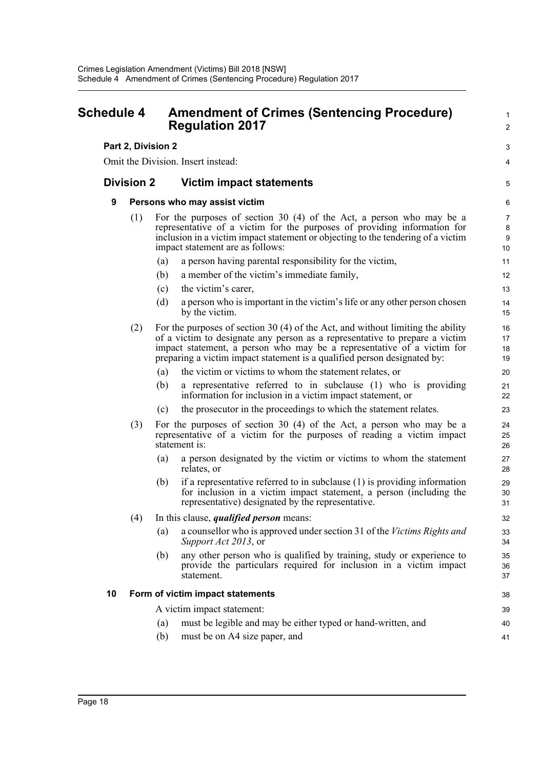# Schedule 4 Amendment of Crimes (Sentencing Procedure) Regulation 2017

### Part 2, Division 2

Omit the Division. Insert instead:

## Division 2 Victim impact statements

### 9 Persons who may assist victim

(1) For the purposes of section 30 (4) of the Act, a person who may be a representative of a victim for the purposes of providing information for inclusion in a victim impact statement or objecting to the tendering of a victim impact statement are as follows:

(a) a person having parental responsibility for the victim,

(b) a member of the victim's immediate family,

(c) the victim's carer,

(d) a person who is important in the victim's life or any other person chosen by the victim.

(2) For the purposes of section 30 (4) of the Act, and without limiting the ability of a victim to designate any person as a representative to prepare a victim impact statement, a person who may be a representative of a victim for preparing a victim impact statement is a qualified person designated by:

(a) the victim or victims to whom the statement relates, or

(b) a representative referred to in subclause (1) who is providing information for inclusion in a victim impact statement, or

(c) the prosecutor in the proceedings to which the statement relates.

(3) For the purposes of section 30 (4) of the Act, a person who may be a representative of a victim for the purposes of reading a victim impact statement is:

(a) a person designated by the victim or victims to whom the statement relates, or

(b) if a representative referred to in subclause (1) is providing information for inclusion in a victim impact statement, a person (including the representative) designated by the representative.

(4) In this clause, ***qualified person*** means:

(a) a counsellor who is approved under section 31 of the *Victims Rights and Support Act 2013*, or

(b) any other person who is qualified by training, study or experience to provide the particulars required for inclusion in a victim impact statement.

### 10 Form of victim impact statements

A victim impact statement:

(a) must be legible and may be either typed or hand-written, and

(b) must be on A4 size paper, and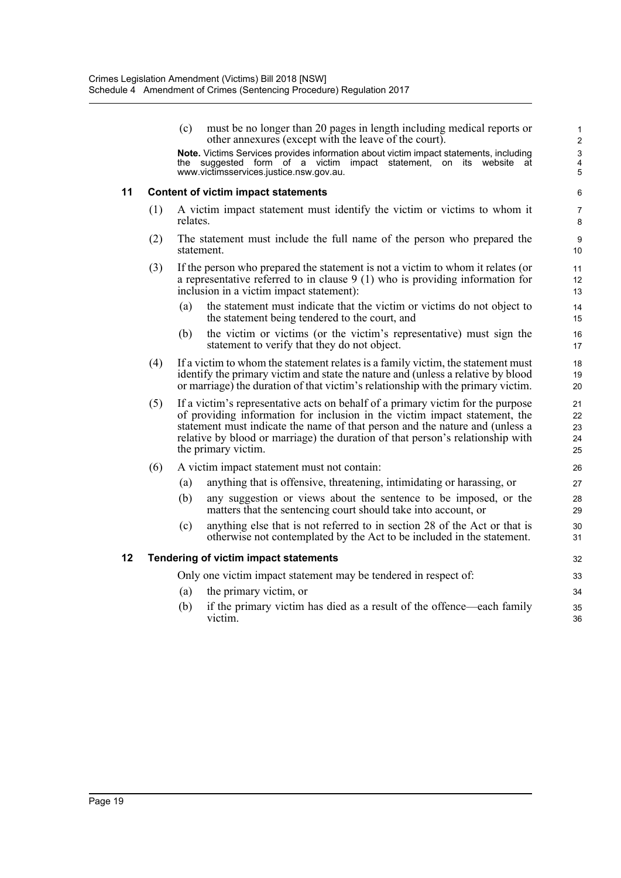(c) must be no longer than 20 pages in length including medical reports or other annexures (except with the leave of the court).

**Note.** Victims Services provides information about victim impact statements, including the suggested form of a victim impact statement, on its website at www.victimsservices.justice.nsw.gov.au.

### 11 Content of victim impact statements

(1) A victim impact statement must identify the victim or victims to whom it relates.

(2) The statement must include the full name of the person who prepared the statement.

(3) If the person who prepared the statement is not a victim to whom it relates (or a representative referred to in clause 9 (1) who is providing information for inclusion in a victim impact statement):

(a) the statement must indicate that the victim or victims do not object to the statement being tendered to the court, and

(b) the victim or victims (or the victim's representative) must sign the statement to verify that they do not object.

(4) If a victim to whom the statement relates is a family victim, the statement must identify the primary victim and state the nature and (unless a relative by blood or marriage) the duration of that victim's relationship with the primary victim.

(5) If a victim's representative acts on behalf of a primary victim for the purpose of providing information for inclusion in the victim impact statement, the statement must indicate the name of that person and the nature and (unless a relative by blood or marriage) the duration of that person's relationship with the primary victim.

(6) A victim impact statement must not contain:

(a) anything that is offensive, threatening, intimidating or harassing, or

(b) any suggestion or views about the sentence to be imposed, or the matters that the sentencing court should take into account, or

(c) anything else that is not referred to in section 28 of the Act or that is otherwise not contemplated by the Act to be included in the statement.

### 12 Tendering of victim impact statements

Only one victim impact statement may be tendered in respect of:

(a) the primary victim, or

(b) if the primary victim has died as a result of the offence—each family victim.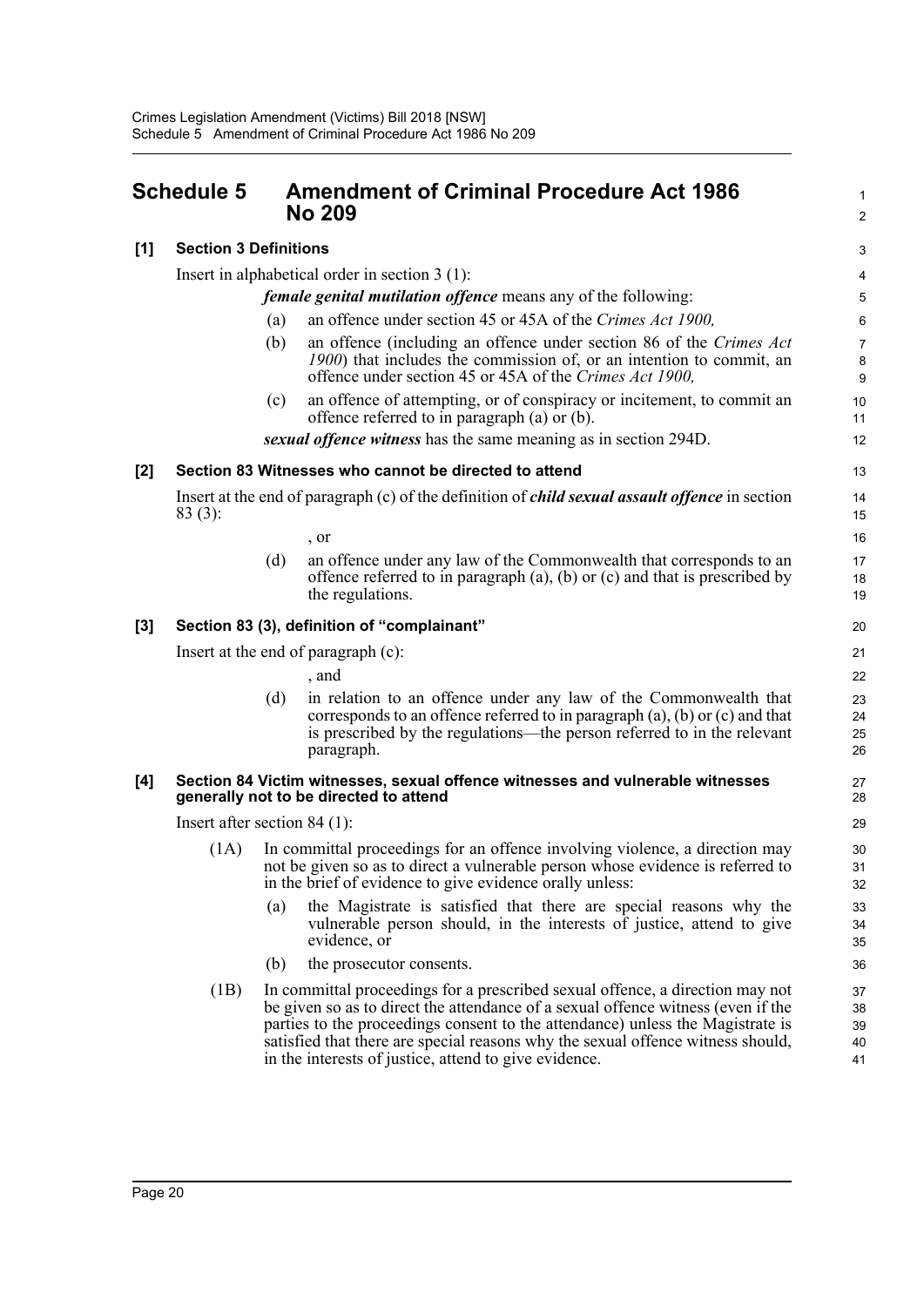## Schedule 5 Amendment of Criminal Procedure Act 1986 No 209

### [1] Section 3 Definitions

Insert in alphabetical order in section 3 (1):

***female genital mutilation offence*** means any of the following:

(a) an offence under section 45 or 45A of the *Crimes Act 1900,*

(b) an offence (including an offence under section 86 of the *Crimes Act 1900*) that includes the commission of, or an intention to commit, an offence under section 45 or 45A of the *Crimes Act 1900,*

(c) an offence of attempting, or of conspiracy or incitement, to commit an offence referred to in paragraph (a) or (b).

***sexual offence witness*** has the same meaning as in section 294D.

### [2] Section 83 Witnesses who cannot be directed to attend

Insert at the end of paragraph (c) of the definition of ***child sexual assault offence*** in section 83 (3):

, or

(d) an offence under any law of the Commonwealth that corresponds to an offence referred to in paragraph (a), (b) or (c) and that is prescribed by the regulations.

### [3] Section 83 (3), definition of "complainant"

Insert at the end of paragraph (c):

, and

(d) in relation to an offence under any law of the Commonwealth that corresponds to an offence referred to in paragraph (a), (b) or (c) and that is prescribed by the regulations—the person referred to in the relevant paragraph.

### [4] Section 84 Victim witnesses, sexual offence witnesses and vulnerable witnesses generally not to be directed to attend

Insert after section 84 (1):

(1A) In committal proceedings for an offence involving violence, a direction may not be given so as to direct a vulnerable person whose evidence is referred to in the brief of evidence to give evidence orally unless:

(a) the Magistrate is satisfied that there are special reasons why the vulnerable person should, in the interests of justice, attend to give evidence, or

(b) the prosecutor consents.

(1B) In committal proceedings for a prescribed sexual offence, a direction may not be given so as to direct the attendance of a sexual offence witness (even if the parties to the proceedings consent to the attendance) unless the Magistrate is satisfied that there are special reasons why the sexual offence witness should, in the interests of justice, attend to give evidence.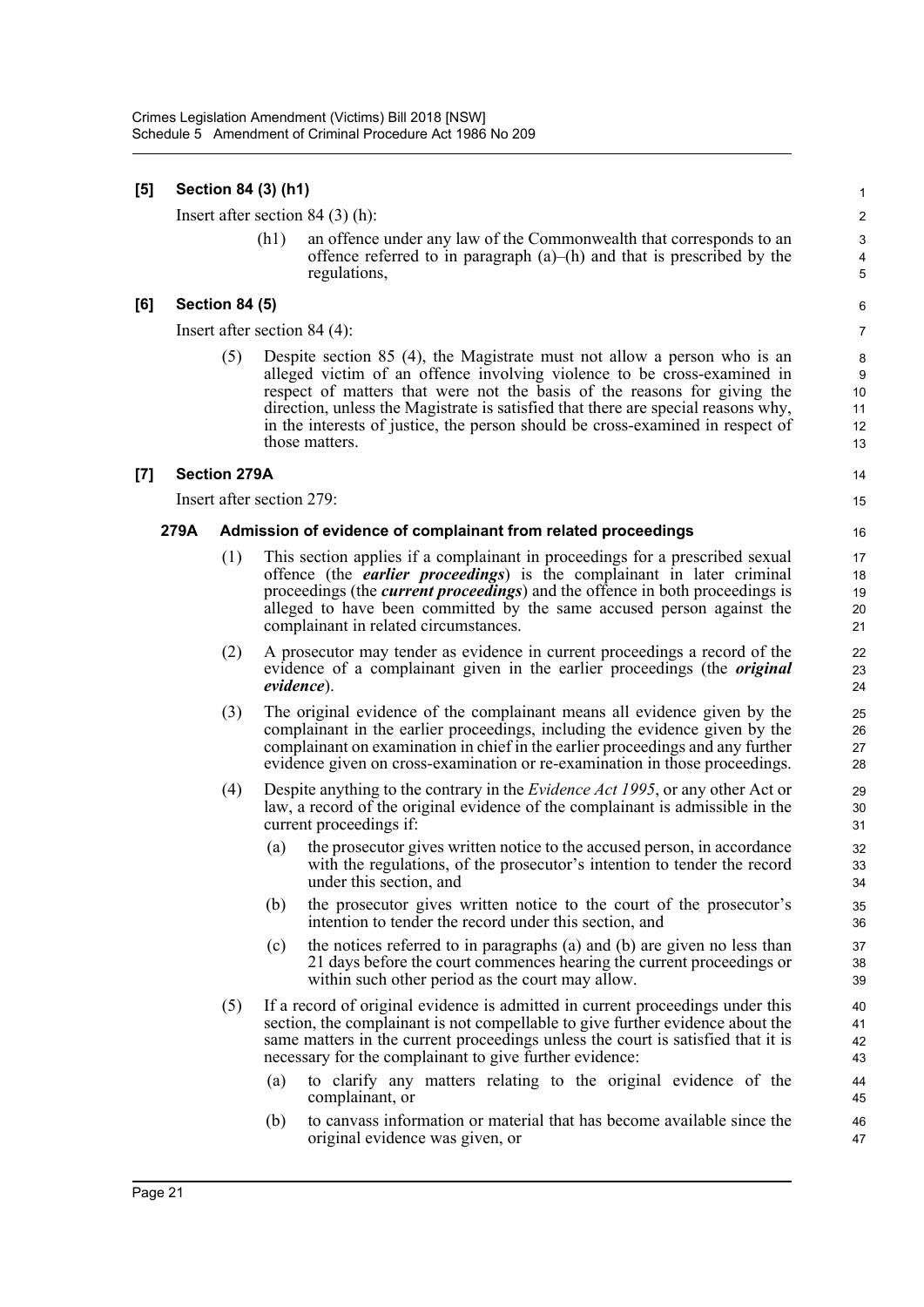**[5] Section 84 (3) (h1)**

Insert after section 84 (3) (h):

(h1) an offence under any law of the Commonwealth that corresponds to an offence referred to in paragraph (a)–(h) and that is prescribed by the regulations,

**[6] Section 84 (5)**

Insert after section 84 (4):

(5) Despite section 85 (4), the Magistrate must not allow a person who is an alleged victim of an offence involving violence to be cross-examined in respect of matters that were not the basis of the reasons for giving the direction, unless the Magistrate is satisfied that there are special reasons why, in the interests of justice, the person should be cross-examined in respect of those matters.

**[7] Section 279A**

Insert after section 279:

**279A Admission of evidence of complainant from related proceedings**

(1) This section applies if a complainant in proceedings for a prescribed sexual offence (the ***earlier proceedings***) is the complainant in later criminal proceedings (the ***current proceedings***) and the offence in both proceedings is alleged to have been committed by the same accused person against the complainant in related circumstances.

(2) A prosecutor may tender as evidence in current proceedings a record of the evidence of a complainant given in the earlier proceedings (the ***original evidence***).

(3) The original evidence of the complainant means all evidence given by the complainant in the earlier proceedings, including the evidence given by the complainant on examination in chief in the earlier proceedings and any further evidence given on cross-examination or re-examination in those proceedings.

(4) Despite anything to the contrary in the *Evidence Act 1995*, or any other Act or law, a record of the original evidence of the complainant is admissible in the current proceedings if:

(a) the prosecutor gives written notice to the accused person, in accordance with the regulations, of the prosecutor's intention to tender the record under this section, and

(b) the prosecutor gives written notice to the court of the prosecutor's intention to tender the record under this section, and

(c) the notices referred to in paragraphs (a) and (b) are given no less than 21 days before the court commences hearing the current proceedings or within such other period as the court may allow.

(5) If a record of original evidence is admitted in current proceedings under this section, the complainant is not compellable to give further evidence about the same matters in the current proceedings unless the court is satisfied that it is necessary for the complainant to give further evidence:

(a) to clarify any matters relating to the original evidence of the complainant, or

(b) to canvass information or material that has become available since the original evidence was given, or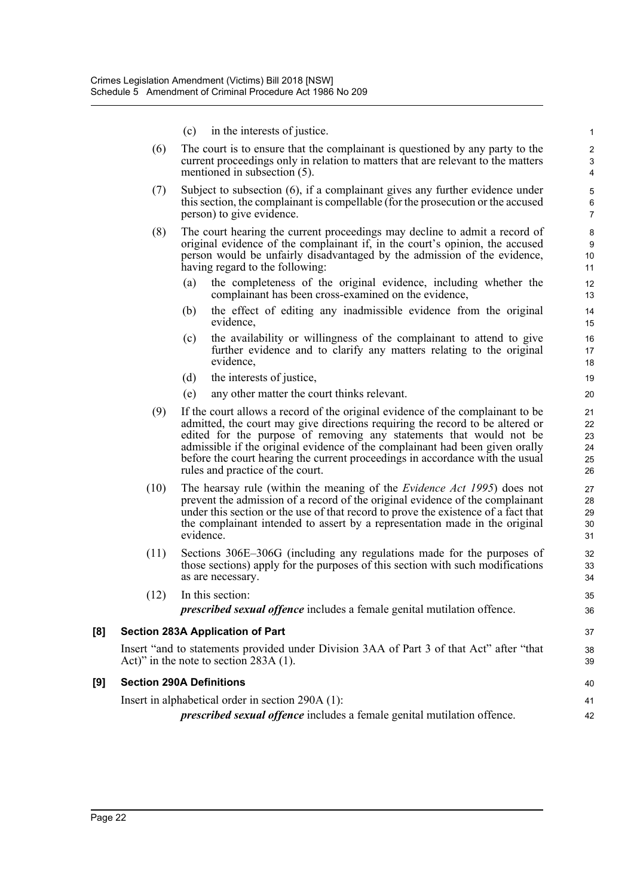(c) in the interests of justice.

(6) The court is to ensure that the complainant is questioned by any party to the current proceedings only in relation to matters that are relevant to the matters mentioned in subsection (5).

(7) Subject to subsection (6), if a complainant gives any further evidence under this section, the complainant is compellable (for the prosecution or the accused person) to give evidence.

(8) The court hearing the current proceedings may decline to admit a record of original evidence of the complainant if, in the court's opinion, the accused person would be unfairly disadvantaged by the admission of the evidence, having regard to the following:

(a) the completeness of the original evidence, including whether the complainant has been cross-examined on the evidence,

(b) the effect of editing any inadmissible evidence from the original evidence,

(c) the availability or willingness of the complainant to attend to give further evidence and to clarify any matters relating to the original evidence,

(d) the interests of justice,

(e) any other matter the court thinks relevant.

(9) If the court allows a record of the original evidence of the complainant to be admitted, the court may give directions requiring the record to be altered or edited for the purpose of removing any statements that would not be admissible if the original evidence of the complainant had been given orally before the court hearing the current proceedings in accordance with the usual rules and practice of the court.

(10) The hearsay rule (within the meaning of the *Evidence Act 1995*) does not prevent the admission of a record of the original evidence of the complainant under this section or the use of that record to prove the existence of a fact that the complainant intended to assert by a representation made in the original evidence.

(11) Sections 306E–306G (including any regulations made for the purposes of those sections) apply for the purposes of this section with such modifications as are necessary.

(12) In this section:

***prescribed sexual offence*** includes a female genital mutilation offence.

### [8] Section 283A Application of Part

Insert "and to statements provided under Division 3AA of Part 3 of that Act" after "that Act)" in the note to section 283A (1).

### [9] Section 290A Definitions

Insert in alphabetical order in section 290A (1):

***prescribed sexual offence*** includes a female genital mutilation offence.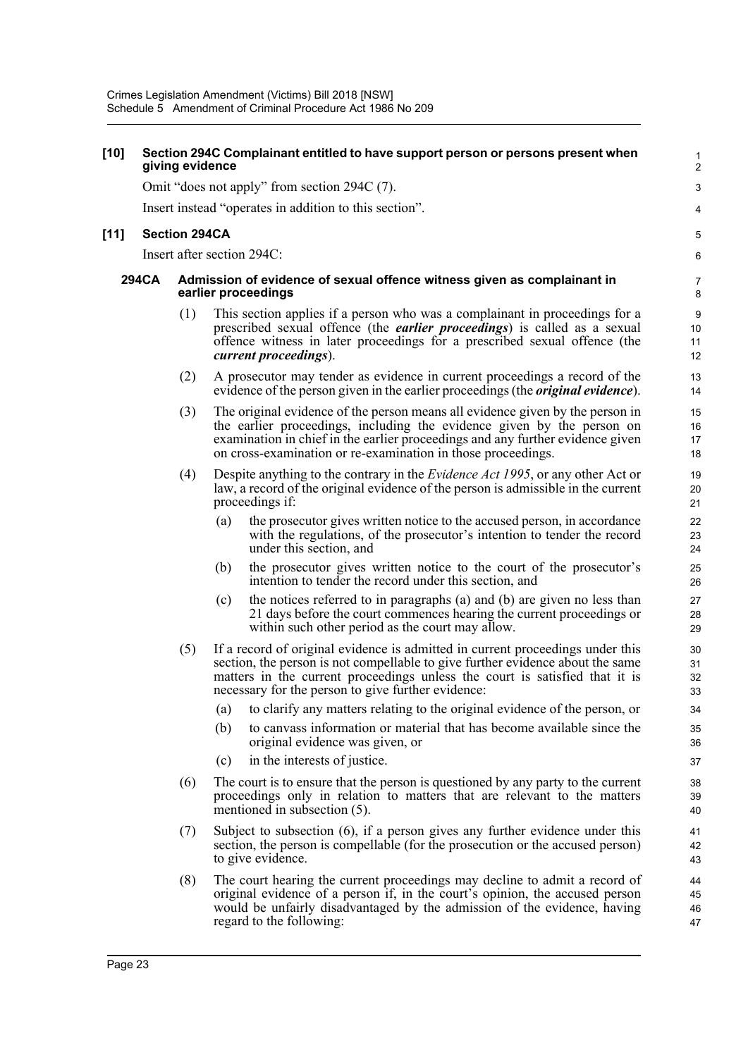**[10] Section 294C Complainant entitled to have support person or persons present when giving evidence**

Omit "does not apply" from section 294C (7).

Insert instead "operates in addition to this section".

**[11] Section 294CA**

Insert after section 294C:

**294CA Admission of evidence of sexual offence witness given as complainant in earlier proceedings**

(1) This section applies if a person who was a complainant in proceedings for a prescribed sexual offence (the ***earlier proceedings***) is called as a sexual offence witness in later proceedings for a prescribed sexual offence (the ***current proceedings***).

(2) A prosecutor may tender as evidence in current proceedings a record of the evidence of the person given in the earlier proceedings (the ***original evidence***).

(3) The original evidence of the person means all evidence given by the person in the earlier proceedings, including the evidence given by the person on examination in chief in the earlier proceedings and any further evidence given on cross-examination or re-examination in those proceedings.

(4) Despite anything to the contrary in the *Evidence Act 1995*, or any other Act or law, a record of the original evidence of the person is admissible in the current proceedings if:

(a) the prosecutor gives written notice to the accused person, in accordance with the regulations, of the prosecutor's intention to tender the record under this section, and

(b) the prosecutor gives written notice to the court of the prosecutor's intention to tender the record under this section, and

(c) the notices referred to in paragraphs (a) and (b) are given no less than 21 days before the court commences hearing the current proceedings or within such other period as the court may allow.

(5) If a record of original evidence is admitted in current proceedings under this section, the person is not compellable to give further evidence about the same matters in the current proceedings unless the court is satisfied that it is necessary for the person to give further evidence:

(a) to clarify any matters relating to the original evidence of the person, or

(b) to canvass information or material that has become available since the original evidence was given, or

(c) in the interests of justice.

(6) The court is to ensure that the person is questioned by any party to the current proceedings only in relation to matters that are relevant to the matters mentioned in subsection (5).

(7) Subject to subsection (6), if a person gives any further evidence under this section, the person is compellable (for the prosecution or the accused person) to give evidence.

(8) The court hearing the current proceedings may decline to admit a record of original evidence of a person if, in the court's opinion, the accused person would be unfairly disadvantaged by the admission of the evidence, having regard to the following: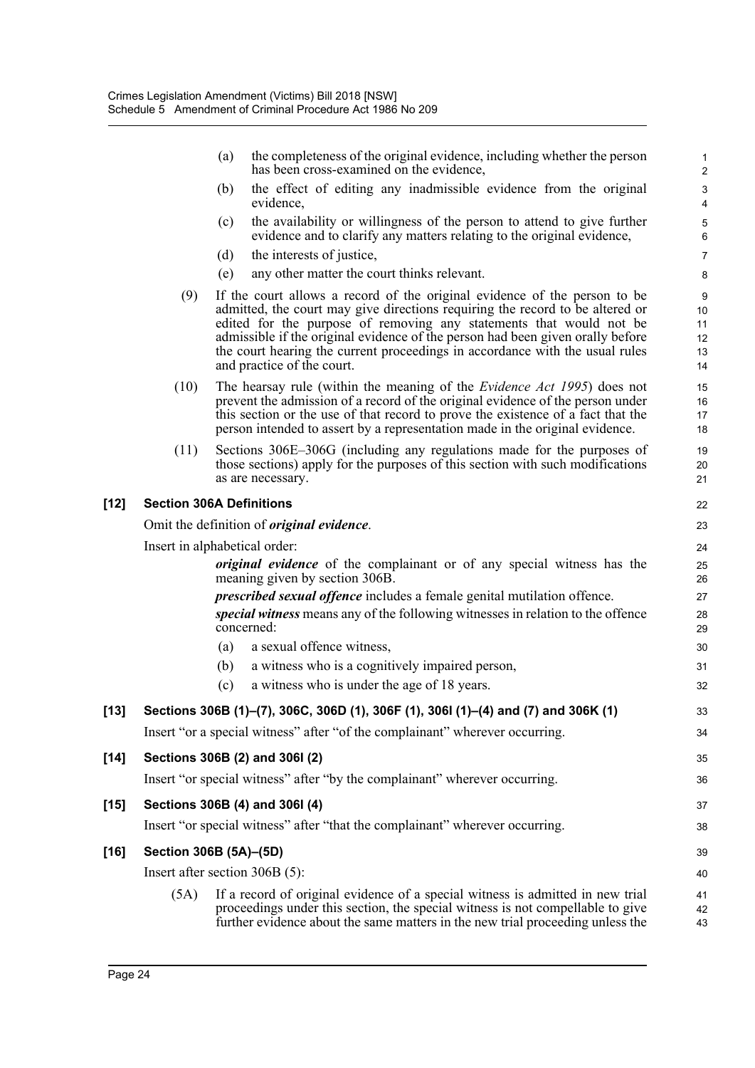(a) the completeness of the original evidence, including whether the person has been cross-examined on the evidence,

(b) the effect of editing any inadmissible evidence from the original evidence,

(c) the availability or willingness of the person to attend to give further evidence and to clarify any matters relating to the original evidence,

(d) the interests of justice,

(e) any other matter the court thinks relevant.

(9) If the court allows a record of the original evidence of the person to be admitted, the court may give directions requiring the record to be altered or edited for the purpose of removing any statements that would not be admissible if the original evidence of the person had been given orally before the court hearing the current proceedings in accordance with the usual rules and practice of the court.

(10) The hearsay rule (within the meaning of the *Evidence Act 1995*) does not prevent the admission of a record of the original evidence of the person under this section or the use of that record to prove the existence of a fact that the person intended to assert by a representation made in the original evidence.

(11) Sections 306E–306G (including any regulations made for the purposes of those sections) apply for the purposes of this section with such modifications as are necessary.

**[12] Section 306A Definitions**

Omit the definition of ***original evidence***.

Insert in alphabetical order:

***original evidence*** of the complainant or of any special witness has the meaning given by section 306B.

***prescribed sexual offence*** includes a female genital mutilation offence.

***special witness*** means any of the following witnesses in relation to the offence concerned:

(a) a sexual offence witness,

(b) a witness who is a cognitively impaired person,

(c) a witness who is under the age of 18 years.

**[13] Sections 306B (1)–(7), 306C, 306D (1), 306F (1), 306I (1)–(4) and (7) and 306K (1)**

Insert "or a special witness" after "of the complainant" wherever occurring.

**[14] Sections 306B (2) and 306I (2)**

Insert "or special witness" after "by the complainant" wherever occurring.

**[15] Sections 306B (4) and 306I (4)**

Insert "or special witness" after "that the complainant" wherever occurring.

**[16] Section 306B (5A)–(5D)**

Insert after section 306B (5):

(5A) If a record of original evidence of a special witness is admitted in new trial proceedings under this section, the special witness is not compellable to give further evidence about the same matters in the new trial proceeding unless the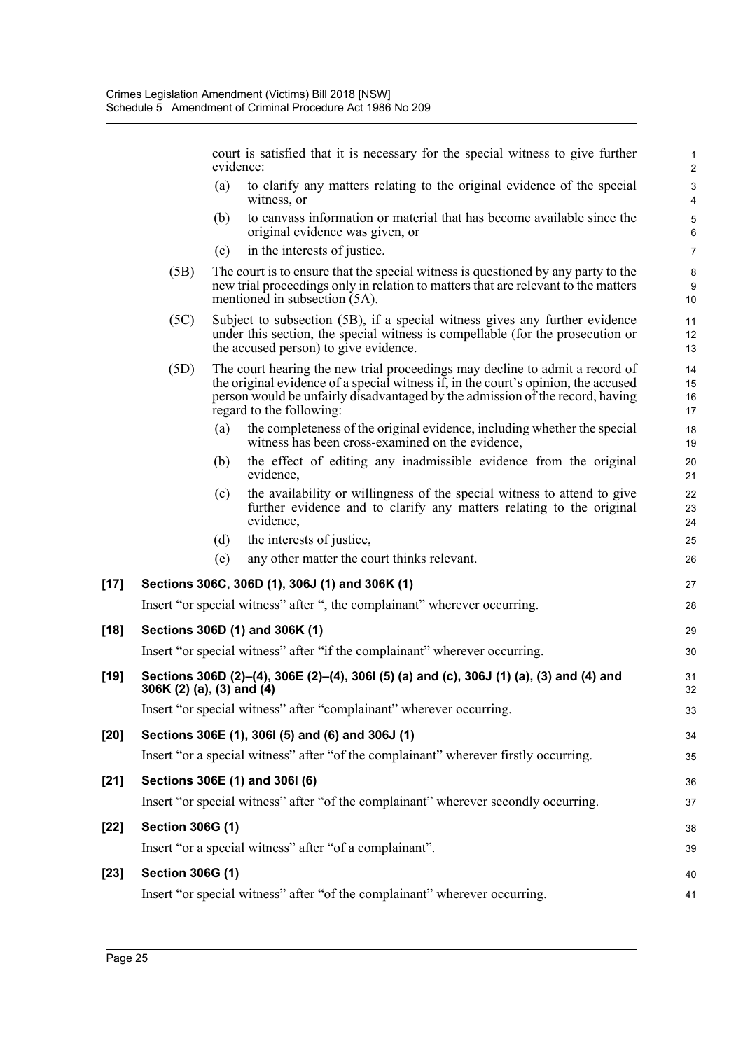court is satisfied that it is necessary for the special witness to give further evidence:

(a) to clarify any matters relating to the original evidence of the special witness, or

(b) to canvass information or material that has become available since the original evidence was given, or

(c) in the interests of justice.

(5B) The court is to ensure that the special witness is questioned by any party to the new trial proceedings only in relation to matters that are relevant to the matters mentioned in subsection (5A).

(5C) Subject to subsection (5B), if a special witness gives any further evidence under this section, the special witness is compellable (for the prosecution or the accused person) to give evidence.

(5D) The court hearing the new trial proceedings may decline to admit a record of the original evidence of a special witness if, in the court's opinion, the accused person would be unfairly disadvantaged by the admission of the record, having regard to the following:

(a) the completeness of the original evidence, including whether the special witness has been cross-examined on the evidence,

(b) the effect of editing any inadmissible evidence from the original evidence,

(c) the availability or willingness of the special witness to attend to give further evidence and to clarify any matters relating to the original evidence,

(d) the interests of justice,

(e) any other matter the court thinks relevant.

**[17] Sections 306C, 306D (1), 306J (1) and 306K (1)**

Insert "or special witness" after ", the complainant" wherever occurring.

**[18] Sections 306D (1) and 306K (1)**

Insert "or special witness" after "if the complainant" wherever occurring.

**[19] Sections 306D (2)–(4), 306E (2)–(4), 306I (5) (a) and (c), 306J (1) (a), (3) and (4) and 306K (2) (a), (3) and (4)**

Insert "or special witness" after "complainant" wherever occurring.

**[20] Sections 306E (1), 306I (5) and (6) and 306J (1)**

Insert "or a special witness" after "of the complainant" wherever firstly occurring.

**[21] Sections 306E (1) and 306I (6)**

Insert "or special witness" after "of the complainant" wherever secondly occurring.

**[22] Section 306G (1)**

Insert "or a special witness" after "of a complainant".

**[23] Section 306G (1)**

Insert "or special witness" after "of the complainant" wherever occurring.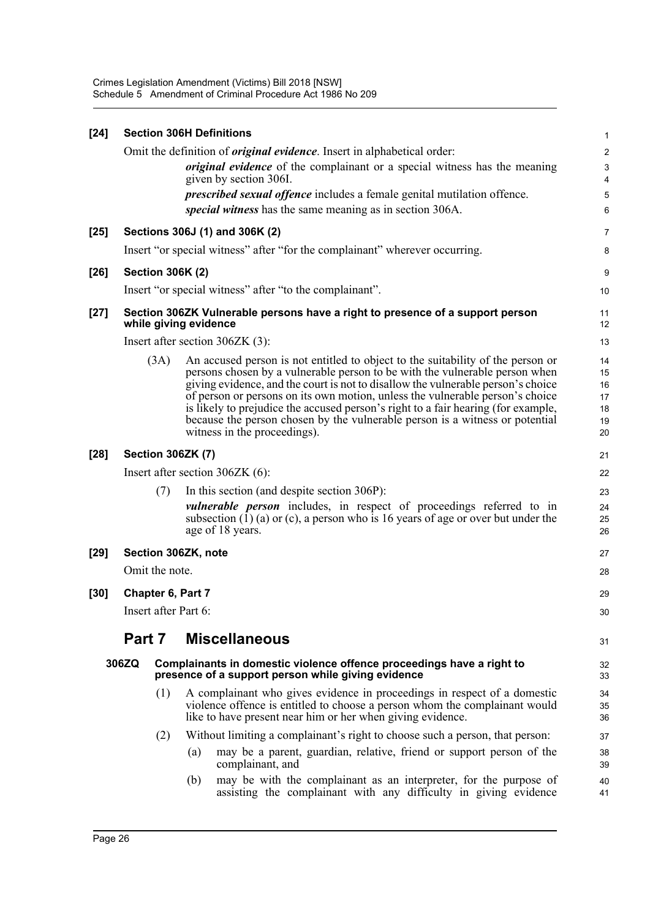**[24] Section 306H Definitions**

Omit the definition of ***original evidence***. Insert in alphabetical order:

> ***original evidence*** of the complainant or a special witness has the meaning given by section 306I.
>
> ***prescribed sexual offence*** includes a female genital mutilation offence.
>
> ***special witness*** has the same meaning as in section 306A.

**[25] Sections 306J (1) and 306K (2)**

Insert "or special witness" after "for the complainant" wherever occurring.

**[26] Section 306K (2)**

Insert "or special witness" after "to the complainant".

**[27] Section 306ZK Vulnerable persons have a right to presence of a support person while giving evidence**

Insert after section 306ZK (3):

> (3A) An accused person is not entitled to object to the suitability of the person or persons chosen by a vulnerable person to be with the vulnerable person when giving evidence, and the court is not to disallow the vulnerable person's choice of person or persons on its own motion, unless the vulnerable person's choice is likely to prejudice the accused person's right to a fair hearing (for example, because the person chosen by the vulnerable person is a witness or potential witness in the proceedings).

**[28] Section 306ZK (7)**

Insert after section 306ZK (6):

> (7) In this section (and despite section 306P):
>
> ***vulnerable person*** includes, in respect of proceedings referred to in subsection (1) (a) or (c), a person who is 16 years of age or over but under the age of 18 years.

**[29] Section 306ZK, note**

Omit the note.

**[30] Chapter 6, Part 7**

Insert after Part 6:

## Part 7 Miscellaneous

### 306ZQ Complainants in domestic violence offence proceedings have a right to presence of a support person while giving evidence

(1) A complainant who gives evidence in proceedings in respect of a domestic violence offence is entitled to choose a person whom the complainant would like to have present near him or her when giving evidence.

(2) Without limiting a complainant's right to choose such a person, that person:

(a) may be a parent, guardian, relative, friend or support person of the complainant, and

(b) may be with the complainant as an interpreter, for the purpose of assisting the complainant with any difficulty in giving evidence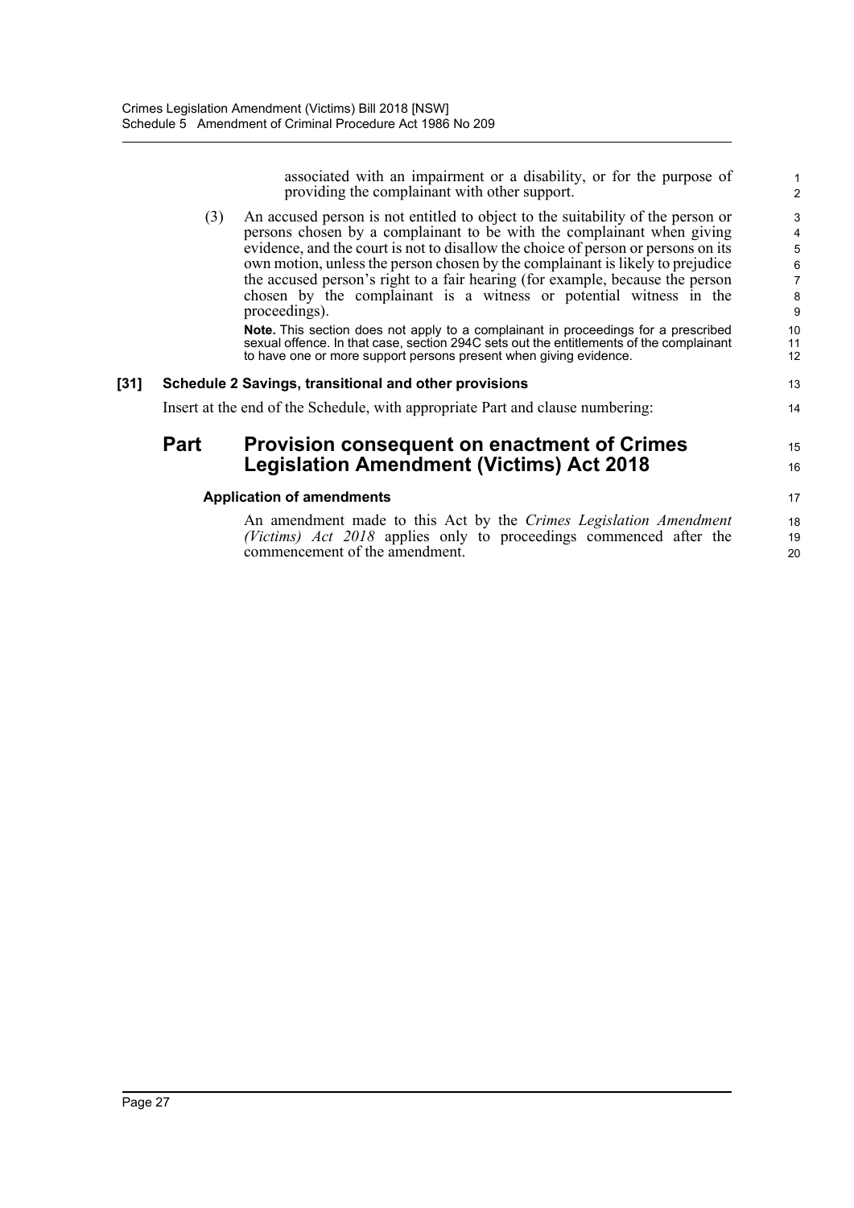associated with an impairment or a disability, or for the purpose of providing the complainant with other support.

(3) An accused person is not entitled to object to the suitability of the person or persons chosen by a complainant to be with the complainant when giving evidence, and the court is not to disallow the choice of person or persons on its own motion, unless the person chosen by the complainant is likely to prejudice the accused person's right to a fair hearing (for example, because the person chosen by the complainant is a witness or potential witness in the proceedings).

**Note.** This section does not apply to a complainant in proceedings for a prescribed sexual offence. In that case, section 294C sets out the entitlements of the complainant to have one or more support persons present when giving evidence.

**[31] Schedule 2 Savings, transitional and other provisions**

Insert at the end of the Schedule, with appropriate Part and clause numbering:

## Part Provision consequent on enactment of Crimes Legislation Amendment (Victims) Act 2018

### Application of amendments

An amendment made to this Act by the *Crimes Legislation Amendment (Victims) Act 2018* applies only to proceedings commenced after the commencement of the amendment.